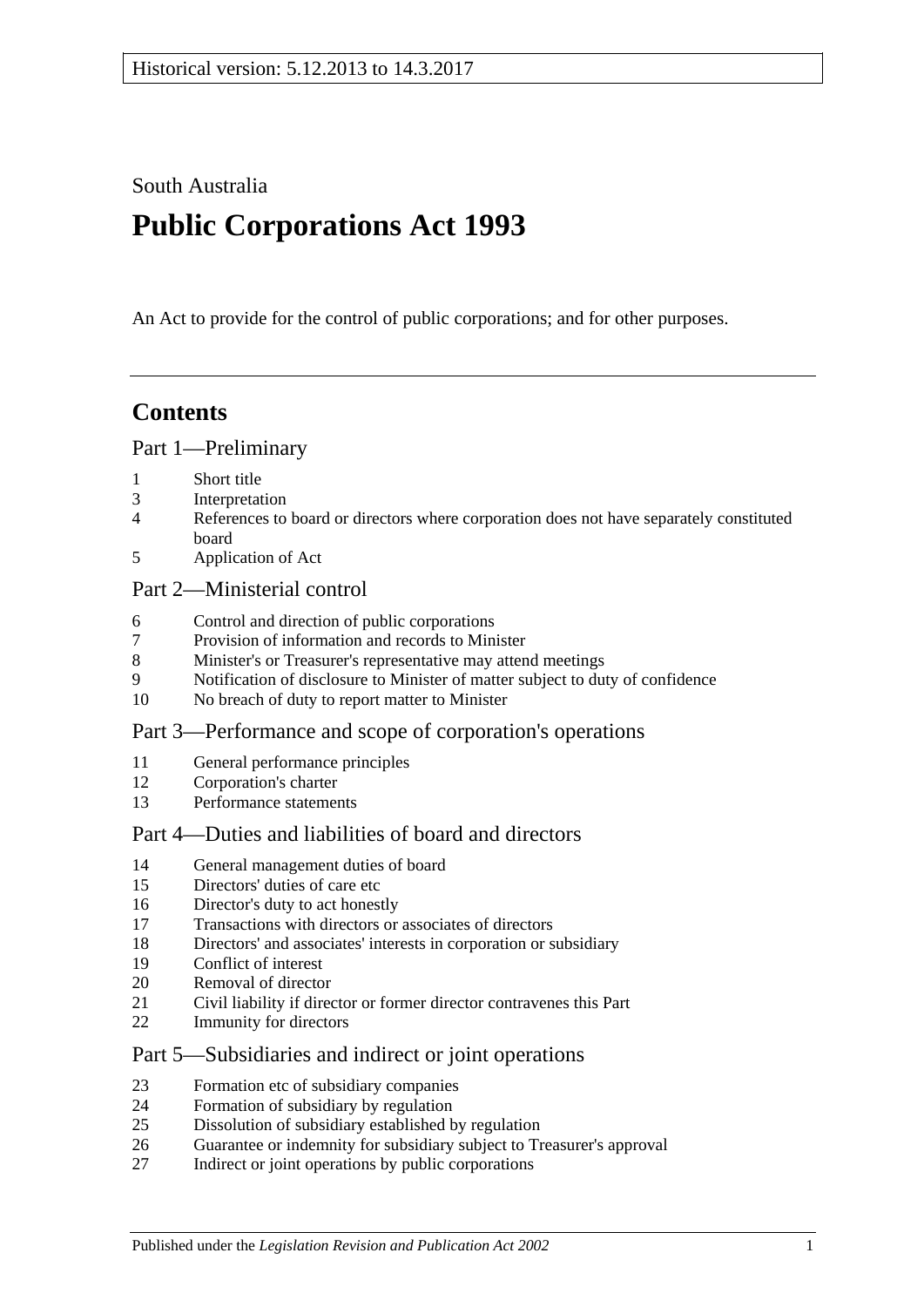Historical version: 5.12.2013 to 14.3.2017

South Australia

# Public Corporations Act 1993

An Act to provide for the control of public corporations; and for other purposes.

## Contents

### Part 1—Preliminary

1 Short title
3 Interpretation
4 References to board or directors where corporation does not have separately constituted board
5 Application of Act

### Part 2—Ministerial control

6 Control and direction of public corporations
7 Provision of information and records to Minister
8 Minister's or Treasurer's representative may attend meetings
9 Notification of disclosure to Minister of matter subject to duty of confidence
10 No breach of duty to report matter to Minister

### Part 3—Performance and scope of corporation's operations

11 General performance principles
12 Corporation's charter
13 Performance statements

### Part 4—Duties and liabilities of board and directors

14 General management duties of board
15 Directors' duties of care etc
16 Director's duty to act honestly
17 Transactions with directors or associates of directors
18 Directors' and associates' interests in corporation or subsidiary
19 Conflict of interest
20 Removal of director
21 Civil liability if director or former director contravenes this Part
22 Immunity for directors

### Part 5—Subsidiaries and indirect or joint operations

23 Formation etc of subsidiary companies
24 Formation of subsidiary by regulation
25 Dissolution of subsidiary established by regulation
26 Guarantee or indemnity for subsidiary subject to Treasurer's approval
27 Indirect or joint operations by public corporations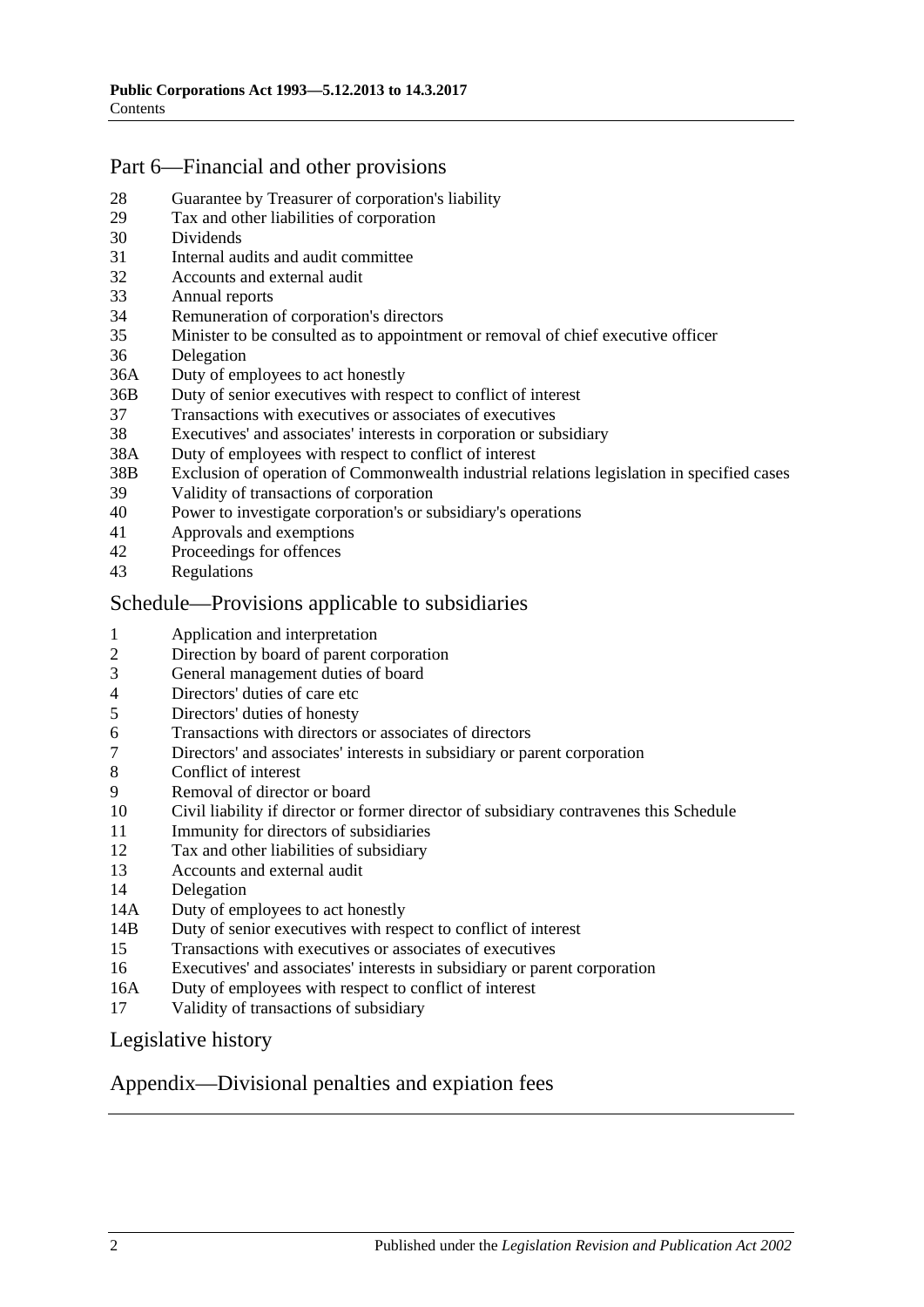## Part 6—Financial and other provisions

- 28 Guarantee by Treasurer of corporation's liability
- 29 Tax and other liabilities of corporation
- 30 Dividends
- 31 Internal audits and audit committee
- 32 Accounts and external audit
- 33 Annual reports
- 34 Remuneration of corporation's directors
- 35 Minister to be consulted as to appointment or removal of chief executive officer
- 36 Delegation
- 36A Duty of employees to act honestly
- 36B Duty of senior executives with respect to conflict of interest
- 37 Transactions with executives or associates of executives
- 38 Executives' and associates' interests in corporation or subsidiary
- 38A Duty of employees with respect to conflict of interest
- 38B Exclusion of operation of Commonwealth industrial relations legislation in specified cases
- 39 Validity of transactions of corporation
- 40 Power to investigate corporation's or subsidiary's operations
- 41 Approvals and exemptions
- 42 Proceedings for offences
- 43 Regulations

## Schedule—Provisions applicable to subsidiaries

- 1 Application and interpretation
- 2 Direction by board of parent corporation
- 3 General management duties of board
- 4 Directors' duties of care etc
- 5 Directors' duties of honesty
- 6 Transactions with directors or associates of directors
- 7 Directors' and associates' interests in subsidiary or parent corporation
- 8 Conflict of interest
- 9 Removal of director or board
- 10 Civil liability if director or former director of subsidiary contravenes this Schedule
- 11 Immunity for directors of subsidiaries
- 12 Tax and other liabilities of subsidiary
- 13 Accounts and external audit
- 14 Delegation
- 14A Duty of employees to act honestly
- 14B Duty of senior executives with respect to conflict of interest
- 15 Transactions with executives or associates of executives
- 16 Executives' and associates' interests in subsidiary or parent corporation
- 16A Duty of employees with respect to conflict of interest
- 17 Validity of transactions of subsidiary

## Legislative history

## Appendix—Divisional penalties and expiation fees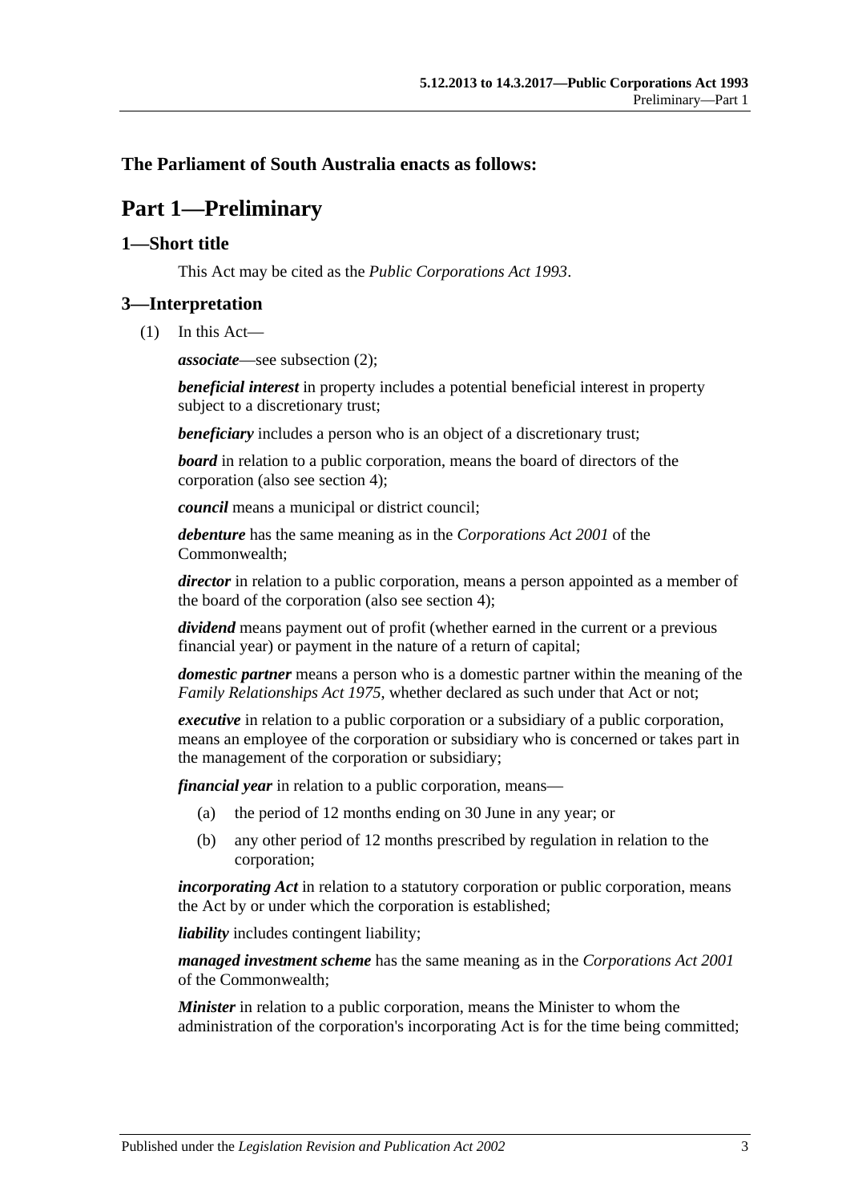**The Parliament of South Australia enacts as follows:**

# Part 1—Preliminary

## 1—Short title

This Act may be cited as the *Public Corporations Act 1993*.

## 3—Interpretation

(1) In this Act—

***associate***—see subsection (2);

***beneficial interest*** in property includes a potential beneficial interest in property subject to a discretionary trust;

***beneficiary*** includes a person who is an object of a discretionary trust;

***board*** in relation to a public corporation, means the board of directors of the corporation (also see section 4);

***council*** means a municipal or district council;

***debenture*** has the same meaning as in the *Corporations Act 2001* of the Commonwealth;

***director*** in relation to a public corporation, means a person appointed as a member of the board of the corporation (also see section 4);

***dividend*** means payment out of profit (whether earned in the current or a previous financial year) or payment in the nature of a return of capital;

***domestic partner*** means a person who is a domestic partner within the meaning of the *Family Relationships Act 1975*, whether declared as such under that Act or not;

***executive*** in relation to a public corporation or a subsidiary of a public corporation, means an employee of the corporation or subsidiary who is concerned or takes part in the management of the corporation or subsidiary;

***financial year*** in relation to a public corporation, means—

(a) the period of 12 months ending on 30 June in any year; or

(b) any other period of 12 months prescribed by regulation in relation to the corporation;

***incorporating Act*** in relation to a statutory corporation or public corporation, means the Act by or under which the corporation is established;

***liability*** includes contingent liability;

***managed investment scheme*** has the same meaning as in the *Corporations Act 2001* of the Commonwealth;

***Minister*** in relation to a public corporation, means the Minister to whom the administration of the corporation's incorporating Act is for the time being committed;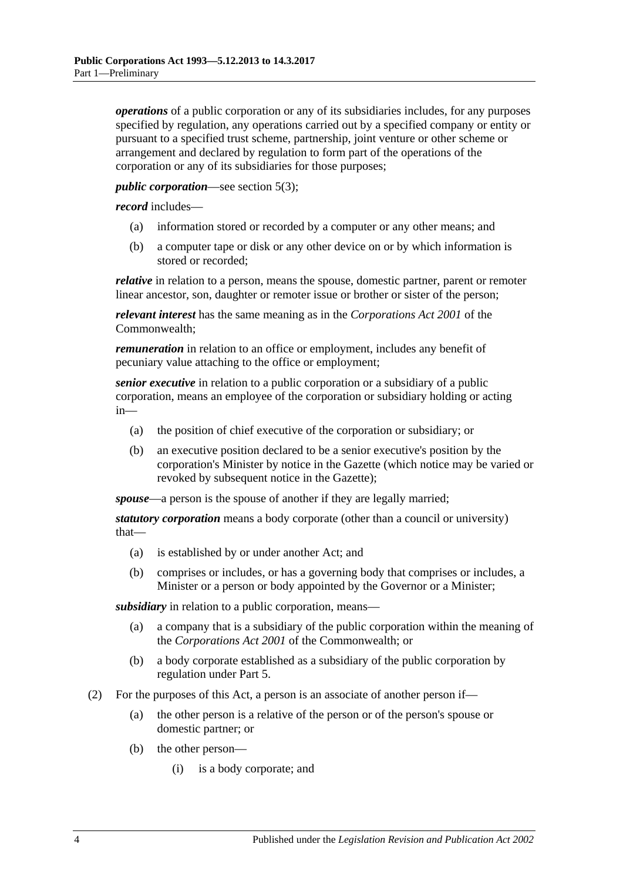***operations*** of a public corporation or any of its subsidiaries includes, for any purposes specified by regulation, any operations carried out by a specified company or entity or pursuant to a specified trust scheme, partnership, joint venture or other scheme or arrangement and declared by regulation to form part of the operations of the corporation or any of its subsidiaries for those purposes;

***public corporation***—see section 5(3);

***record*** includes—

- (a) information stored or recorded by a computer or any other means; and
- (b) a computer tape or disk or any other device on or by which information is stored or recorded;

***relative*** in relation to a person, means the spouse, domestic partner, parent or remoter linear ancestor, son, daughter or remoter issue or brother or sister of the person;

***relevant interest*** has the same meaning as in the *Corporations Act 2001* of the Commonwealth;

***remuneration*** in relation to an office or employment, includes any benefit of pecuniary value attaching to the office or employment;

***senior executive*** in relation to a public corporation or a subsidiary of a public corporation, means an employee of the corporation or subsidiary holding or acting in—

- (a) the position of chief executive of the corporation or subsidiary; or
- (b) an executive position declared to be a senior executive's position by the corporation's Minister by notice in the Gazette (which notice may be varied or revoked by subsequent notice in the Gazette);

***spouse***—a person is the spouse of another if they are legally married;

***statutory corporation*** means a body corporate (other than a council or university) that—

- (a) is established by or under another Act; and
- (b) comprises or includes, or has a governing body that comprises or includes, a Minister or a person or body appointed by the Governor or a Minister;

***subsidiary*** in relation to a public corporation, means—

- (a) a company that is a subsidiary of the public corporation within the meaning of the *Corporations Act 2001* of the Commonwealth; or
- (b) a body corporate established as a subsidiary of the public corporation by regulation under Part 5.

(2) For the purposes of this Act, a person is an associate of another person if—

- (a) the other person is a relative of the person or of the person's spouse or domestic partner; or
- (b) the other person—
  - (i) is a body corporate; and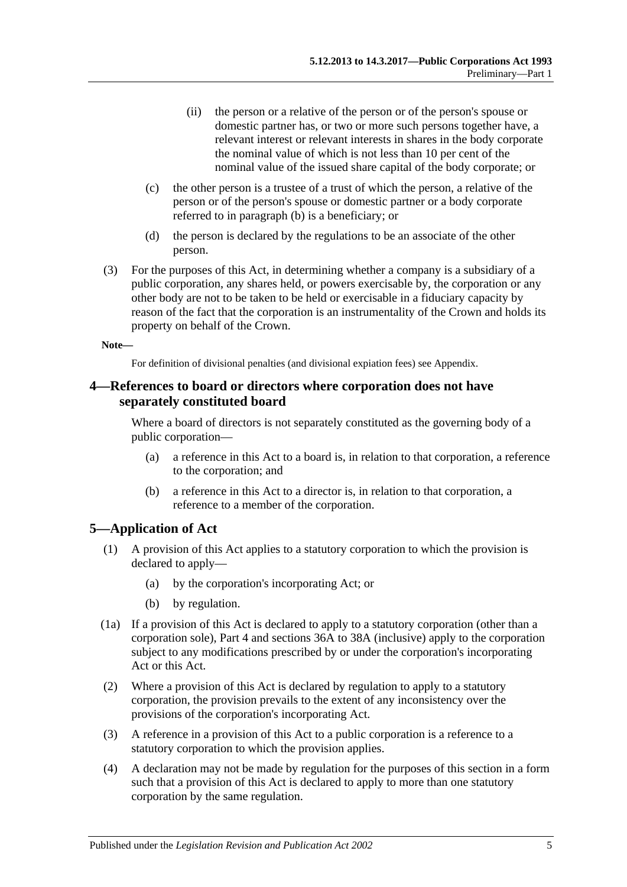(ii) the person or a relative of the person or of the person's spouse or domestic partner has, or two or more such persons together have, a relevant interest or relevant interests in shares in the body corporate the nominal value of which is not less than 10 per cent of the nominal value of the issued share capital of the body corporate; or

(c) the other person is a trustee of a trust of which the person, a relative of the person or of the person's spouse or domestic partner or a body corporate referred to in paragraph (b) is a beneficiary; or

(d) the person is declared by the regulations to be an associate of the other person.

(3) For the purposes of this Act, in determining whether a company is a subsidiary of a public corporation, any shares held, or powers exercisable by, the corporation or any other body are not to be taken to be held or exercisable in a fiduciary capacity by reason of the fact that the corporation is an instrumentality of the Crown and holds its property on behalf of the Crown.

**Note—**

For definition of divisional penalties (and divisional expiation fees) see Appendix.

## 4—References to board or directors where corporation does not have separately constituted board

Where a board of directors is not separately constituted as the governing body of a public corporation—

(a) a reference in this Act to a board is, in relation to that corporation, a reference to the corporation; and

(b) a reference in this Act to a director is, in relation to that corporation, a reference to a member of the corporation.

## 5—Application of Act

(1) A provision of this Act applies to a statutory corporation to which the provision is declared to apply—

(a) by the corporation's incorporating Act; or

(b) by regulation.

(1a) If a provision of this Act is declared to apply to a statutory corporation (other than a corporation sole), Part 4 and sections 36A to 38A (inclusive) apply to the corporation subject to any modifications prescribed by or under the corporation's incorporating Act or this Act.

(2) Where a provision of this Act is declared by regulation to apply to a statutory corporation, the provision prevails to the extent of any inconsistency over the provisions of the corporation's incorporating Act.

(3) A reference in a provision of this Act to a public corporation is a reference to a statutory corporation to which the provision applies.

(4) A declaration may not be made by regulation for the purposes of this section in a form such that a provision of this Act is declared to apply to more than one statutory corporation by the same regulation.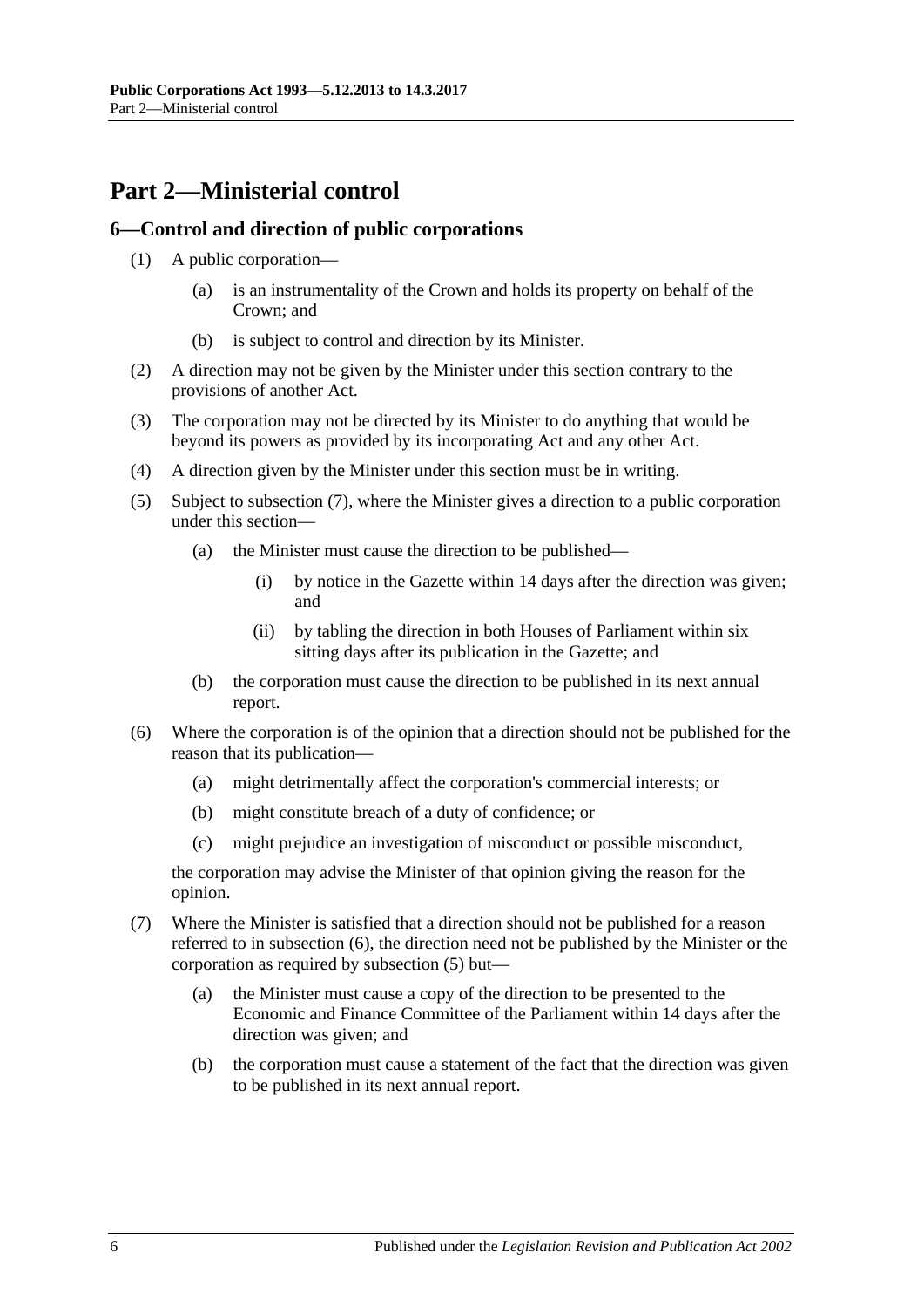# Part 2—Ministerial control

## 6—Control and direction of public corporations

(1) A public corporation—

(a) is an instrumentality of the Crown and holds its property on behalf of the Crown; and

(b) is subject to control and direction by its Minister.

(2) A direction may not be given by the Minister under this section contrary to the provisions of another Act.

(3) The corporation may not be directed by its Minister to do anything that would be beyond its powers as provided by its incorporating Act and any other Act.

(4) A direction given by the Minister under this section must be in writing.

(5) Subject to subsection (7), where the Minister gives a direction to a public corporation under this section—

(a) the Minister must cause the direction to be published—

(i) by notice in the Gazette within 14 days after the direction was given; and

(ii) by tabling the direction in both Houses of Parliament within six sitting days after its publication in the Gazette; and

(b) the corporation must cause the direction to be published in its next annual report.

(6) Where the corporation is of the opinion that a direction should not be published for the reason that its publication—

(a) might detrimentally affect the corporation's commercial interests; or

(b) might constitute breach of a duty of confidence; or

(c) might prejudice an investigation of misconduct or possible misconduct,

the corporation may advise the Minister of that opinion giving the reason for the opinion.

(7) Where the Minister is satisfied that a direction should not be published for a reason referred to in subsection (6), the direction need not be published by the Minister or the corporation as required by subsection (5) but—

(a) the Minister must cause a copy of the direction to be presented to the Economic and Finance Committee of the Parliament within 14 days after the direction was given; and

(b) the corporation must cause a statement of the fact that the direction was given to be published in its next annual report.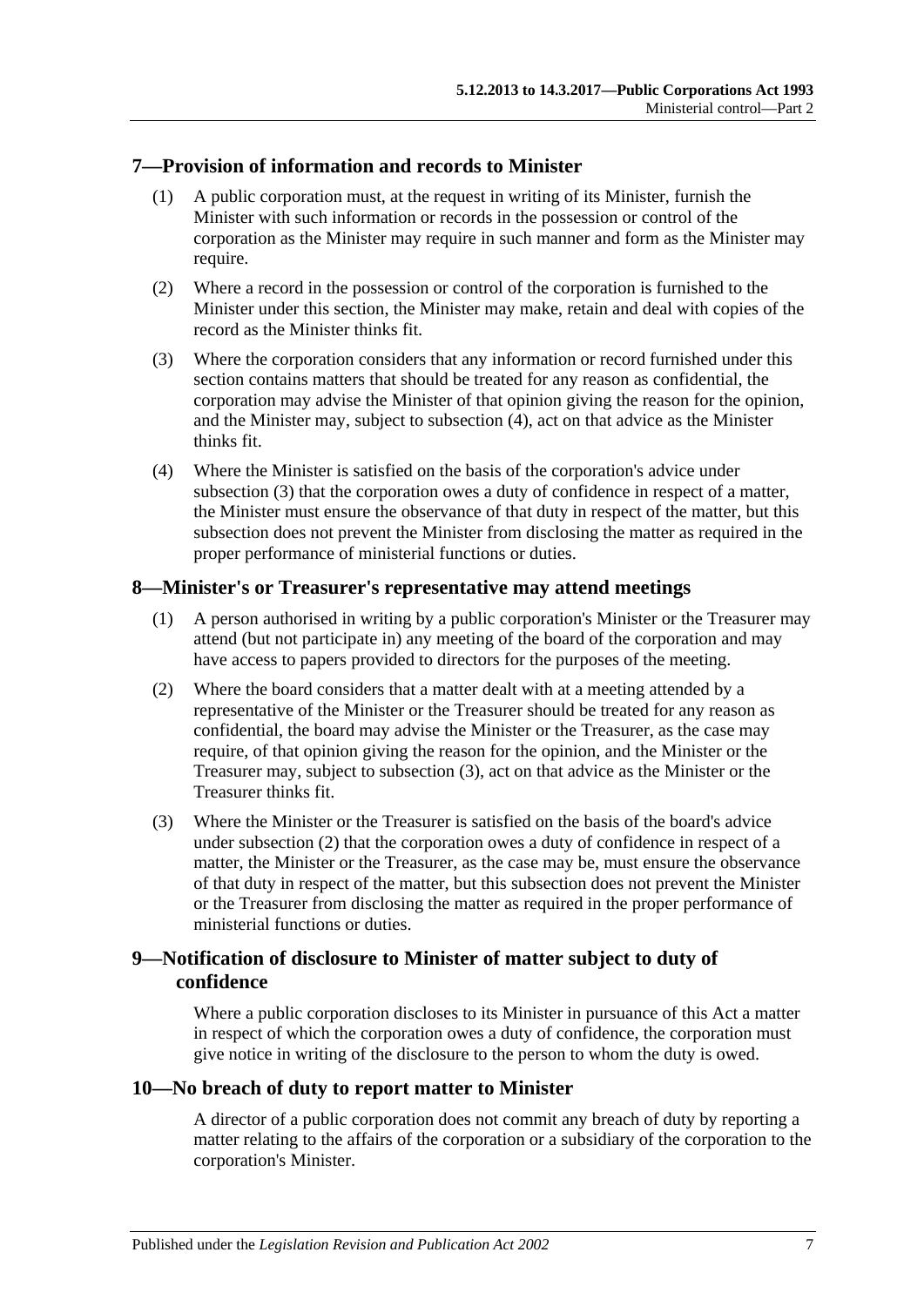## 7—Provision of information and records to Minister

(1) A public corporation must, at the request in writing of its Minister, furnish the Minister with such information or records in the possession or control of the corporation as the Minister may require in such manner and form as the Minister may require.

(2) Where a record in the possession or control of the corporation is furnished to the Minister under this section, the Minister may make, retain and deal with copies of the record as the Minister thinks fit.

(3) Where the corporation considers that any information or record furnished under this section contains matters that should be treated for any reason as confidential, the corporation may advise the Minister of that opinion giving the reason for the opinion, and the Minister may, subject to subsection (4), act on that advice as the Minister thinks fit.

(4) Where the Minister is satisfied on the basis of the corporation's advice under subsection (3) that the corporation owes a duty of confidence in respect of a matter, the Minister must ensure the observance of that duty in respect of the matter, but this subsection does not prevent the Minister from disclosing the matter as required in the proper performance of ministerial functions or duties.

## 8—Minister's or Treasurer's representative may attend meetings

(1) A person authorised in writing by a public corporation's Minister or the Treasurer may attend (but not participate in) any meeting of the board of the corporation and may have access to papers provided to directors for the purposes of the meeting.

(2) Where the board considers that a matter dealt with at a meeting attended by a representative of the Minister or the Treasurer should be treated for any reason as confidential, the board may advise the Minister or the Treasurer, as the case may require, of that opinion giving the reason for the opinion, and the Minister or the Treasurer may, subject to subsection (3), act on that advice as the Minister or the Treasurer thinks fit.

(3) Where the Minister or the Treasurer is satisfied on the basis of the board's advice under subsection (2) that the corporation owes a duty of confidence in respect of a matter, the Minister or the Treasurer, as the case may be, must ensure the observance of that duty in respect of the matter, but this subsection does not prevent the Minister or the Treasurer from disclosing the matter as required in the proper performance of ministerial functions or duties.

## 9—Notification of disclosure to Minister of matter subject to duty of confidence

Where a public corporation discloses to its Minister in pursuance of this Act a matter in respect of which the corporation owes a duty of confidence, the corporation must give notice in writing of the disclosure to the person to whom the duty is owed.

## 10—No breach of duty to report matter to Minister

A director of a public corporation does not commit any breach of duty by reporting a matter relating to the affairs of the corporation or a subsidiary of the corporation to the corporation's Minister.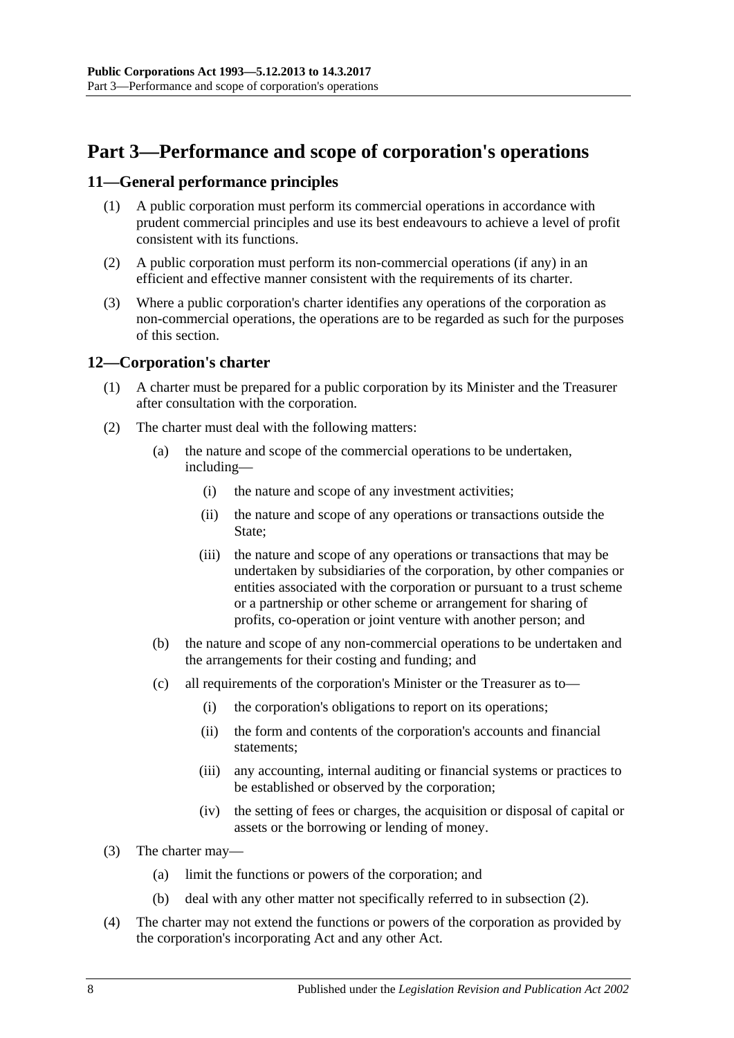# Part 3—Performance and scope of corporation's operations

## 11—General performance principles

(1) A public corporation must perform its commercial operations in accordance with prudent commercial principles and use its best endeavours to achieve a level of profit consistent with its functions.

(2) A public corporation must perform its non-commercial operations (if any) in an efficient and effective manner consistent with the requirements of its charter.

(3) Where a public corporation's charter identifies any operations of the corporation as non-commercial operations, the operations are to be regarded as such for the purposes of this section.

## 12—Corporation's charter

(1) A charter must be prepared for a public corporation by its Minister and the Treasurer after consultation with the corporation.

(2) The charter must deal with the following matters:

- (a) the nature and scope of the commercial operations to be undertaken, including—
  - (i) the nature and scope of any investment activities;
  - (ii) the nature and scope of any operations or transactions outside the State;
  - (iii) the nature and scope of any operations or transactions that may be undertaken by subsidiaries of the corporation, by other companies or entities associated with the corporation or pursuant to a trust scheme or a partnership or other scheme or arrangement for sharing of profits, co-operation or joint venture with another person; and
- (b) the nature and scope of any non-commercial operations to be undertaken and the arrangements for their costing and funding; and
- (c) all requirements of the corporation's Minister or the Treasurer as to—
  - (i) the corporation's obligations to report on its operations;
  - (ii) the form and contents of the corporation's accounts and financial statements;
  - (iii) any accounting, internal auditing or financial systems or practices to be established or observed by the corporation;
  - (iv) the setting of fees or charges, the acquisition or disposal of capital or assets or the borrowing or lending of money.

(3) The charter may—

- (a) limit the functions or powers of the corporation; and
- (b) deal with any other matter not specifically referred to in subsection (2).

(4) The charter may not extend the functions or powers of the corporation as provided by the corporation's incorporating Act and any other Act.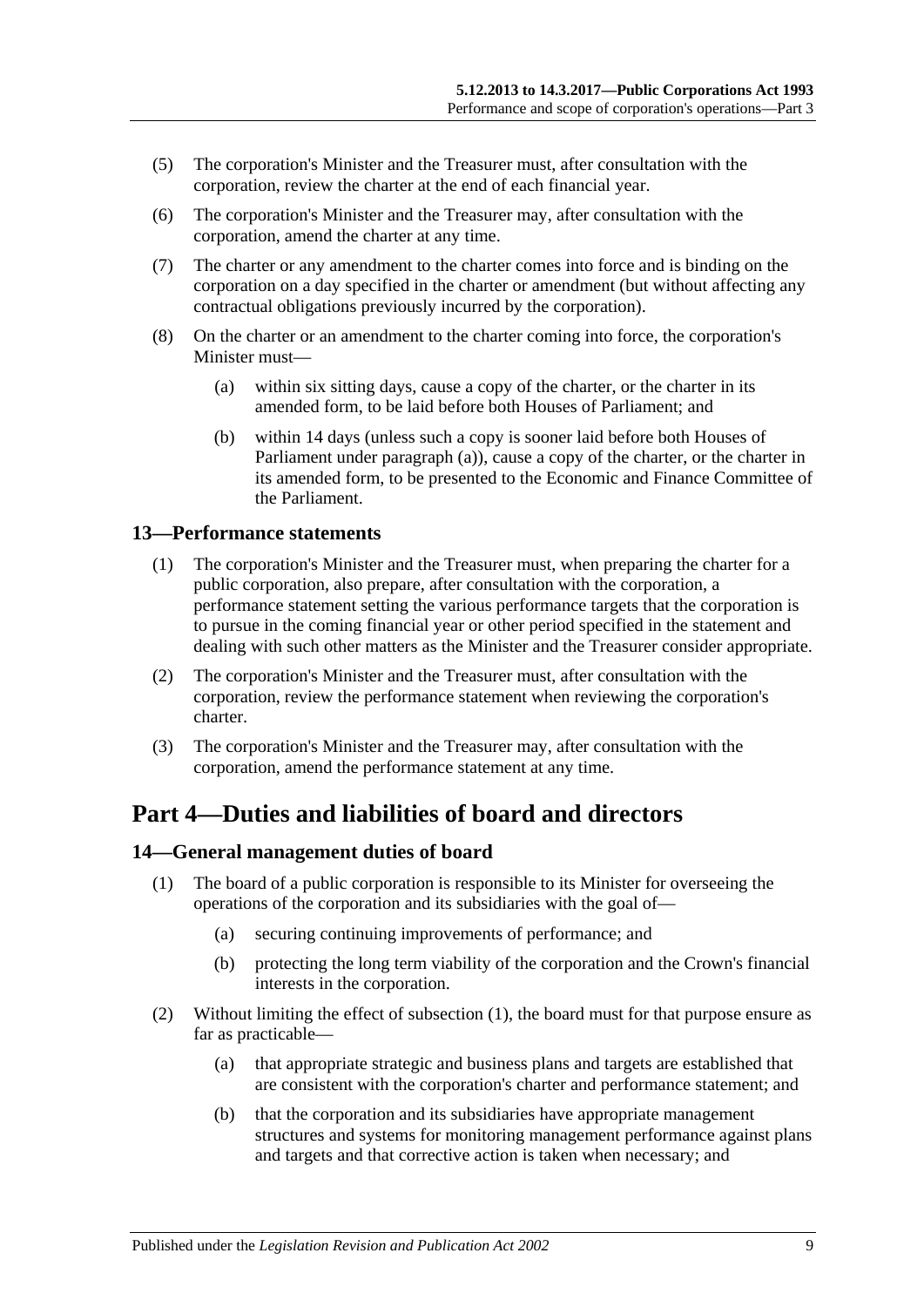(5) The corporation's Minister and the Treasurer must, after consultation with the corporation, review the charter at the end of each financial year.

(6) The corporation's Minister and the Treasurer may, after consultation with the corporation, amend the charter at any time.

(7) The charter or any amendment to the charter comes into force and is binding on the corporation on a day specified in the charter or amendment (but without affecting any contractual obligations previously incurred by the corporation).

(8) On the charter or an amendment to the charter coming into force, the corporation's Minister must—

(a) within six sitting days, cause a copy of the charter, or the charter in its amended form, to be laid before both Houses of Parliament; and

(b) within 14 days (unless such a copy is sooner laid before both Houses of Parliament under paragraph (a)), cause a copy of the charter, or the charter in its amended form, to be presented to the Economic and Finance Committee of the Parliament.

### 13—Performance statements

(1) The corporation's Minister and the Treasurer must, when preparing the charter for a public corporation, also prepare, after consultation with the corporation, a performance statement setting the various performance targets that the corporation is to pursue in the coming financial year or other period specified in the statement and dealing with such other matters as the Minister and the Treasurer consider appropriate.

(2) The corporation's Minister and the Treasurer must, after consultation with the corporation, review the performance statement when reviewing the corporation's charter.

(3) The corporation's Minister and the Treasurer may, after consultation with the corporation, amend the performance statement at any time.

## Part 4—Duties and liabilities of board and directors

### 14—General management duties of board

(1) The board of a public corporation is responsible to its Minister for overseeing the operations of the corporation and its subsidiaries with the goal of—

(a) securing continuing improvements of performance; and

(b) protecting the long term viability of the corporation and the Crown's financial interests in the corporation.

(2) Without limiting the effect of subsection (1), the board must for that purpose ensure as far as practicable—

(a) that appropriate strategic and business plans and targets are established that are consistent with the corporation's charter and performance statement; and

(b) that the corporation and its subsidiaries have appropriate management structures and systems for monitoring management performance against plans and targets and that corrective action is taken when necessary; and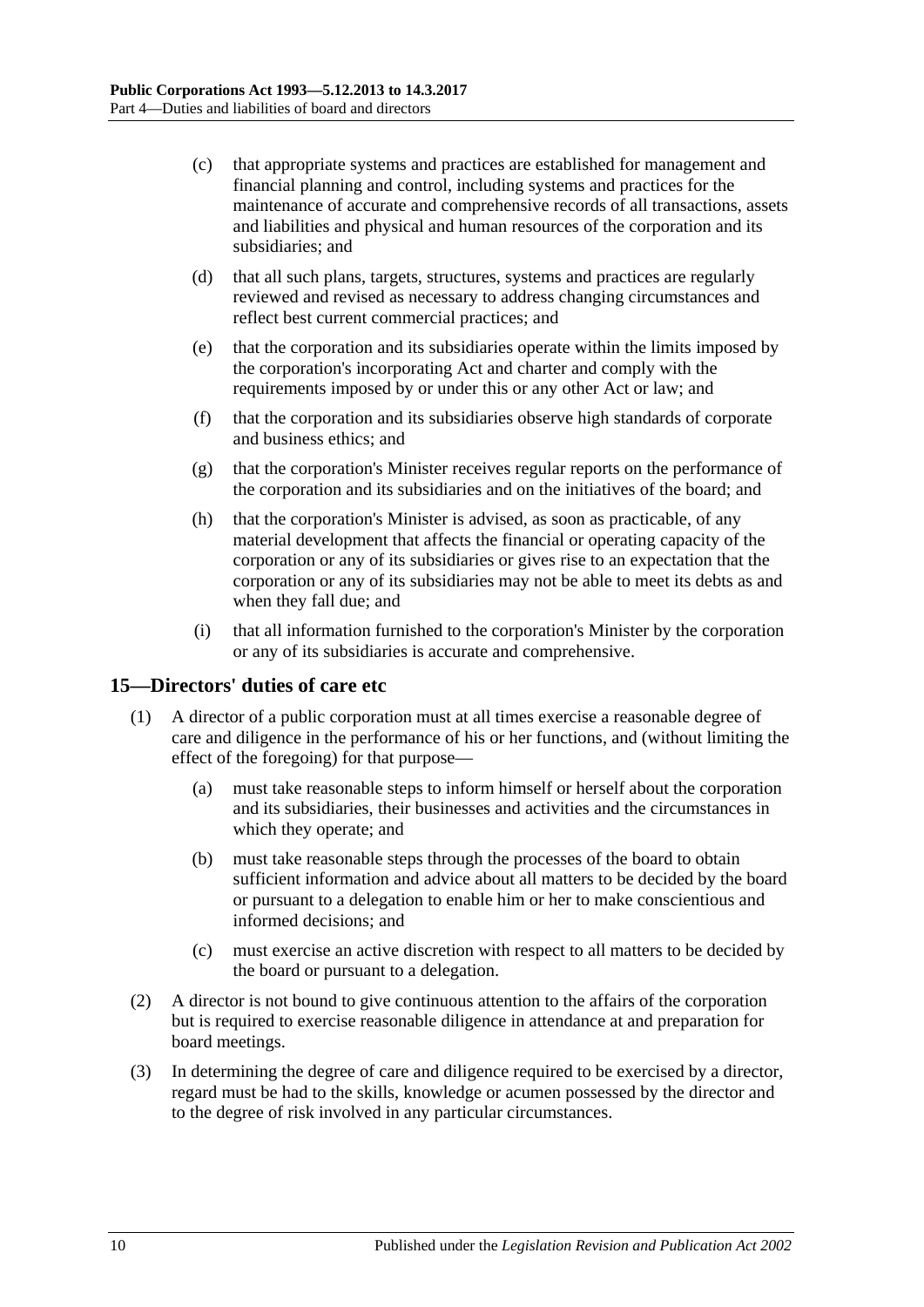(c) that appropriate systems and practices are established for management and financial planning and control, including systems and practices for the maintenance of accurate and comprehensive records of all transactions, assets and liabilities and physical and human resources of the corporation and its subsidiaries; and

(d) that all such plans, targets, structures, systems and practices are regularly reviewed and revised as necessary to address changing circumstances and reflect best current commercial practices; and

(e) that the corporation and its subsidiaries operate within the limits imposed by the corporation's incorporating Act and charter and comply with the requirements imposed by or under this or any other Act or law; and

(f) that the corporation and its subsidiaries observe high standards of corporate and business ethics; and

(g) that the corporation's Minister receives regular reports on the performance of the corporation and its subsidiaries and on the initiatives of the board; and

(h) that the corporation's Minister is advised, as soon as practicable, of any material development that affects the financial or operating capacity of the corporation or any of its subsidiaries or gives rise to an expectation that the corporation or any of its subsidiaries may not be able to meet its debts as and when they fall due; and

(i) that all information furnished to the corporation's Minister by the corporation or any of its subsidiaries is accurate and comprehensive.

## 15—Directors' duties of care etc

(1) A director of a public corporation must at all times exercise a reasonable degree of care and diligence in the performance of his or her functions, and (without limiting the effect of the foregoing) for that purpose—

(a) must take reasonable steps to inform himself or herself about the corporation and its subsidiaries, their businesses and activities and the circumstances in which they operate; and

(b) must take reasonable steps through the processes of the board to obtain sufficient information and advice about all matters to be decided by the board or pursuant to a delegation to enable him or her to make conscientious and informed decisions; and

(c) must exercise an active discretion with respect to all matters to be decided by the board or pursuant to a delegation.

(2) A director is not bound to give continuous attention to the affairs of the corporation but is required to exercise reasonable diligence in attendance at and preparation for board meetings.

(3) In determining the degree of care and diligence required to be exercised by a director, regard must be had to the skills, knowledge or acumen possessed by the director and to the degree of risk involved in any particular circumstances.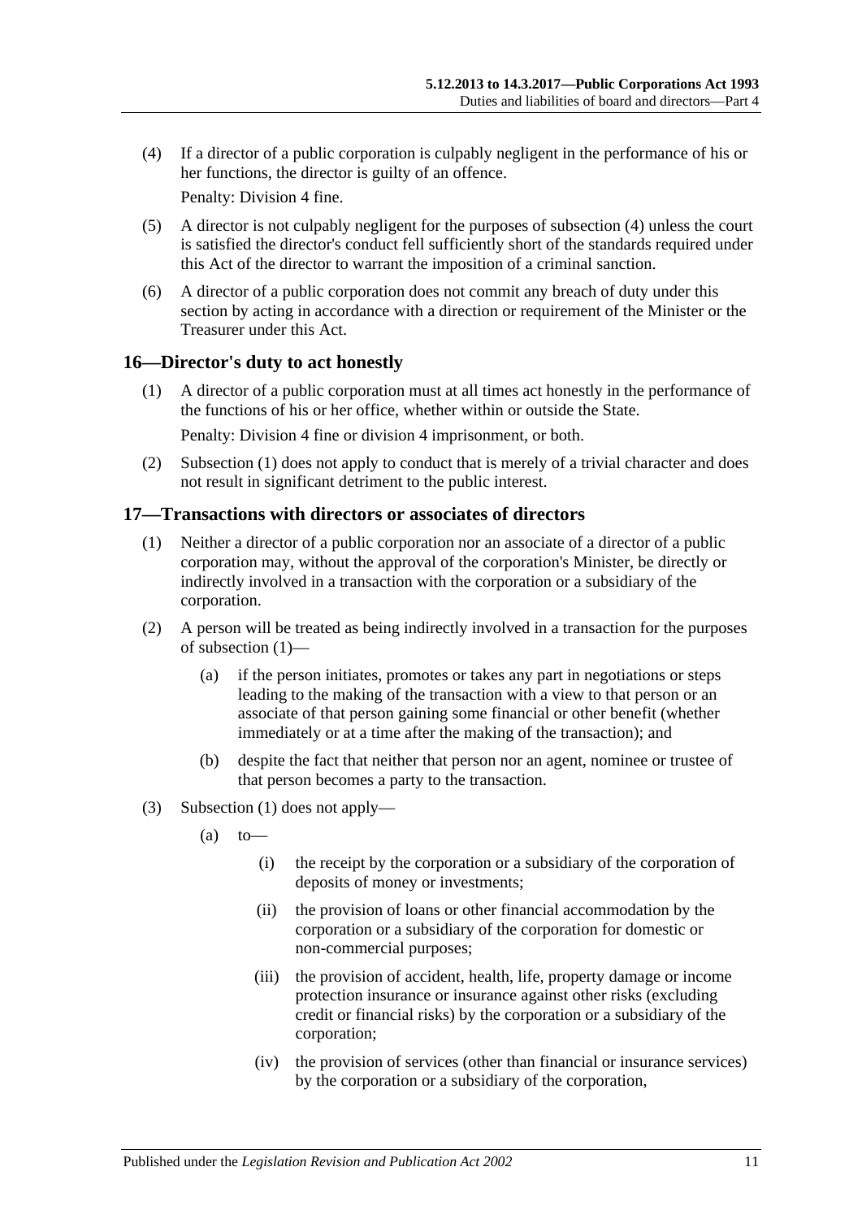(4) If a director of a public corporation is culpably negligent in the performance of his or her functions, the director is guilty of an offence.

Penalty: Division 4 fine.

(5) A director is not culpably negligent for the purposes of subsection (4) unless the court is satisfied the director's conduct fell sufficiently short of the standards required under this Act of the director to warrant the imposition of a criminal sanction.

(6) A director of a public corporation does not commit any breach of duty under this section by acting in accordance with a direction or requirement of the Minister or the Treasurer under this Act.

## 16—Director's duty to act honestly

(1) A director of a public corporation must at all times act honestly in the performance of the functions of his or her office, whether within or outside the State.

Penalty: Division 4 fine or division 4 imprisonment, or both.

(2) Subsection (1) does not apply to conduct that is merely of a trivial character and does not result in significant detriment to the public interest.

## 17—Transactions with directors or associates of directors

(1) Neither a director of a public corporation nor an associate of a director of a public corporation may, without the approval of the corporation's Minister, be directly or indirectly involved in a transaction with the corporation or a subsidiary of the corporation.

(2) A person will be treated as being indirectly involved in a transaction for the purposes of subsection (1)—

(a) if the person initiates, promotes or takes any part in negotiations or steps leading to the making of the transaction with a view to that person or an associate of that person gaining some financial or other benefit (whether immediately or at a time after the making of the transaction); and

(b) despite the fact that neither that person nor an agent, nominee or trustee of that person becomes a party to the transaction.

(3) Subsection (1) does not apply—

(a) to—

(i) the receipt by the corporation or a subsidiary of the corporation of deposits of money or investments;

(ii) the provision of loans or other financial accommodation by the corporation or a subsidiary of the corporation for domestic or non-commercial purposes;

(iii) the provision of accident, health, life, property damage or income protection insurance or insurance against other risks (excluding credit or financial risks) by the corporation or a subsidiary of the corporation;

(iv) the provision of services (other than financial or insurance services) by the corporation or a subsidiary of the corporation,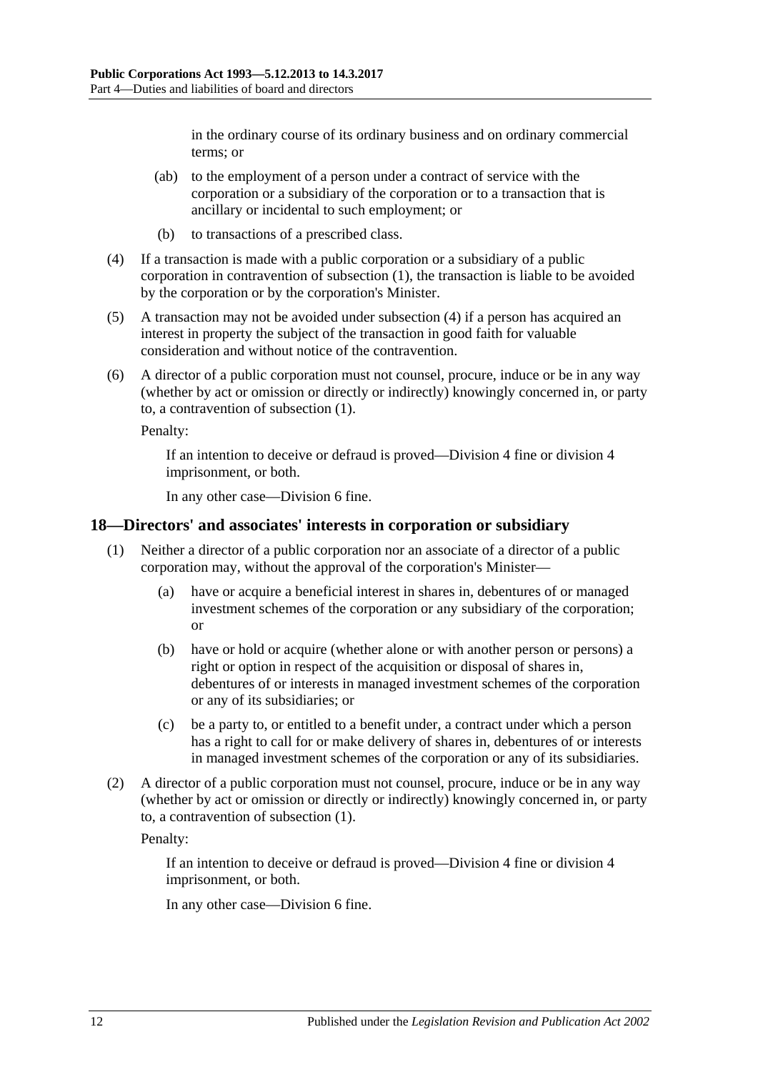in the ordinary course of its ordinary business and on ordinary commercial terms; or

(ab) to the employment of a person under a contract of service with the corporation or a subsidiary of the corporation or to a transaction that is ancillary or incidental to such employment; or

(b) to transactions of a prescribed class.

(4) If a transaction is made with a public corporation or a subsidiary of a public corporation in contravention of subsection (1), the transaction is liable to be avoided by the corporation or by the corporation's Minister.

(5) A transaction may not be avoided under subsection (4) if a person has acquired an interest in property the subject of the transaction in good faith for valuable consideration and without notice of the contravention.

(6) A director of a public corporation must not counsel, procure, induce or be in any way (whether by act or omission or directly or indirectly) knowingly concerned in, or party to, a contravention of subsection (1).

Penalty:

If an intention to deceive or defraud is proved—Division 4 fine or division 4 imprisonment, or both.

In any other case—Division 6 fine.

## 18—Directors' and associates' interests in corporation or subsidiary

(1) Neither a director of a public corporation nor an associate of a director of a public corporation may, without the approval of the corporation's Minister—

(a) have or acquire a beneficial interest in shares in, debentures of or managed investment schemes of the corporation or any subsidiary of the corporation; or

(b) have or hold or acquire (whether alone or with another person or persons) a right or option in respect of the acquisition or disposal of shares in, debentures of or interests in managed investment schemes of the corporation or any of its subsidiaries; or

(c) be a party to, or entitled to a benefit under, a contract under which a person has a right to call for or make delivery of shares in, debentures of or interests in managed investment schemes of the corporation or any of its subsidiaries.

(2) A director of a public corporation must not counsel, procure, induce or be in any way (whether by act or omission or directly or indirectly) knowingly concerned in, or party to, a contravention of subsection (1).

Penalty:

If an intention to deceive or defraud is proved—Division 4 fine or division 4 imprisonment, or both.

In any other case—Division 6 fine.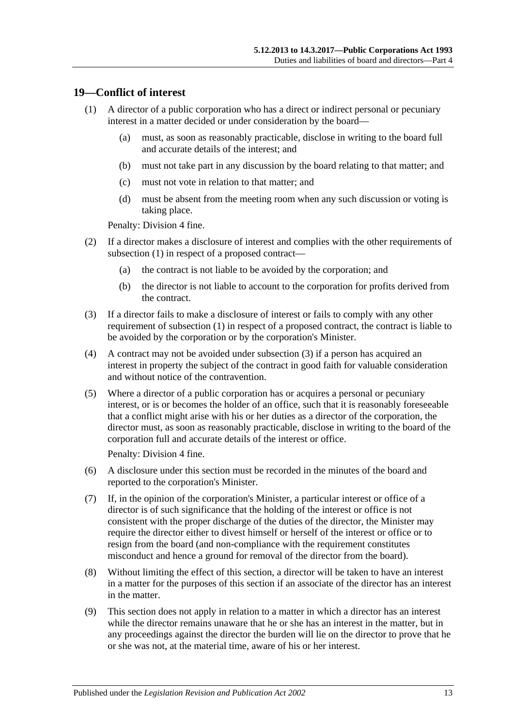## 19—Conflict of interest

(1) A director of a public corporation who has a direct or indirect personal or pecuniary interest in a matter decided or under consideration by the board—

  (a) must, as soon as reasonably practicable, disclose in writing to the board full and accurate details of the interest; and

  (b) must not take part in any discussion by the board relating to that matter; and

  (c) must not vote in relation to that matter; and

  (d) must be absent from the meeting room when any such discussion or voting is taking place.

Penalty: Division 4 fine.

(2) If a director makes a disclosure of interest and complies with the other requirements of subsection (1) in respect of a proposed contract—

  (a) the contract is not liable to be avoided by the corporation; and

  (b) the director is not liable to account to the corporation for profits derived from the contract.

(3) If a director fails to make a disclosure of interest or fails to comply with any other requirement of subsection (1) in respect of a proposed contract, the contract is liable to be avoided by the corporation or by the corporation's Minister.

(4) A contract may not be avoided under subsection (3) if a person has acquired an interest in property the subject of the contract in good faith for valuable consideration and without notice of the contravention.

(5) Where a director of a public corporation has or acquires a personal or pecuniary interest, or is or becomes the holder of an office, such that it is reasonably foreseeable that a conflict might arise with his or her duties as a director of the corporation, the director must, as soon as reasonably practicable, disclose in writing to the board of the corporation full and accurate details of the interest or office.

Penalty: Division 4 fine.

(6) A disclosure under this section must be recorded in the minutes of the board and reported to the corporation's Minister.

(7) If, in the opinion of the corporation's Minister, a particular interest or office of a director is of such significance that the holding of the interest or office is not consistent with the proper discharge of the duties of the director, the Minister may require the director either to divest himself or herself of the interest or office or to resign from the board (and non-compliance with the requirement constitutes misconduct and hence a ground for removal of the director from the board).

(8) Without limiting the effect of this section, a director will be taken to have an interest in a matter for the purposes of this section if an associate of the director has an interest in the matter.

(9) This section does not apply in relation to a matter in which a director has an interest while the director remains unaware that he or she has an interest in the matter, but in any proceedings against the director the burden will lie on the director to prove that he or she was not, at the material time, aware of his or her interest.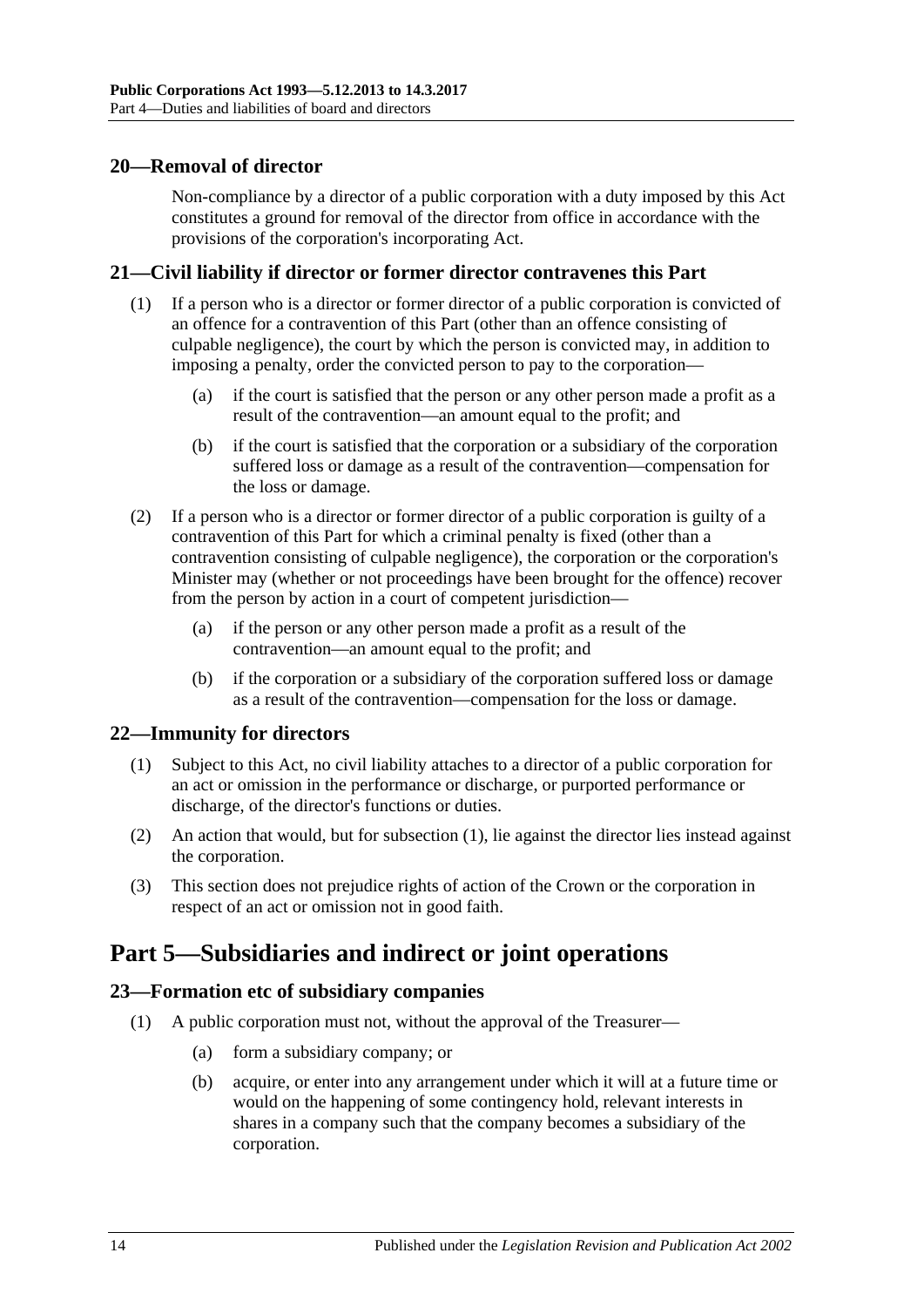## 20—Removal of director

Non-compliance by a director of a public corporation with a duty imposed by this Act constitutes a ground for removal of the director from office in accordance with the provisions of the corporation's incorporating Act.

## 21—Civil liability if director or former director contravenes this Part

(1) If a person who is a director or former director of a public corporation is convicted of an offence for a contravention of this Part (other than an offence consisting of culpable negligence), the court by which the person is convicted may, in addition to imposing a penalty, order the convicted person to pay to the corporation—

(a) if the court is satisfied that the person or any other person made a profit as a result of the contravention—an amount equal to the profit; and

(b) if the court is satisfied that the corporation or a subsidiary of the corporation suffered loss or damage as a result of the contravention—compensation for the loss or damage.

(2) If a person who is a director or former director of a public corporation is guilty of a contravention of this Part for which a criminal penalty is fixed (other than a contravention consisting of culpable negligence), the corporation or the corporation's Minister may (whether or not proceedings have been brought for the offence) recover from the person by action in a court of competent jurisdiction—

(a) if the person or any other person made a profit as a result of the contravention—an amount equal to the profit; and

(b) if the corporation or a subsidiary of the corporation suffered loss or damage as a result of the contravention—compensation for the loss or damage.

## 22—Immunity for directors

(1) Subject to this Act, no civil liability attaches to a director of a public corporation for an act or omission in the performance or discharge, or purported performance or discharge, of the director's functions or duties.

(2) An action that would, but for subsection (1), lie against the director lies instead against the corporation.

(3) This section does not prejudice rights of action of the Crown or the corporation in respect of an act or omission not in good faith.

# Part 5—Subsidiaries and indirect or joint operations

## 23—Formation etc of subsidiary companies

(1) A public corporation must not, without the approval of the Treasurer—

(a) form a subsidiary company; or

(b) acquire, or enter into any arrangement under which it will at a future time or would on the happening of some contingency hold, relevant interests in shares in a company such that the company becomes a subsidiary of the corporation.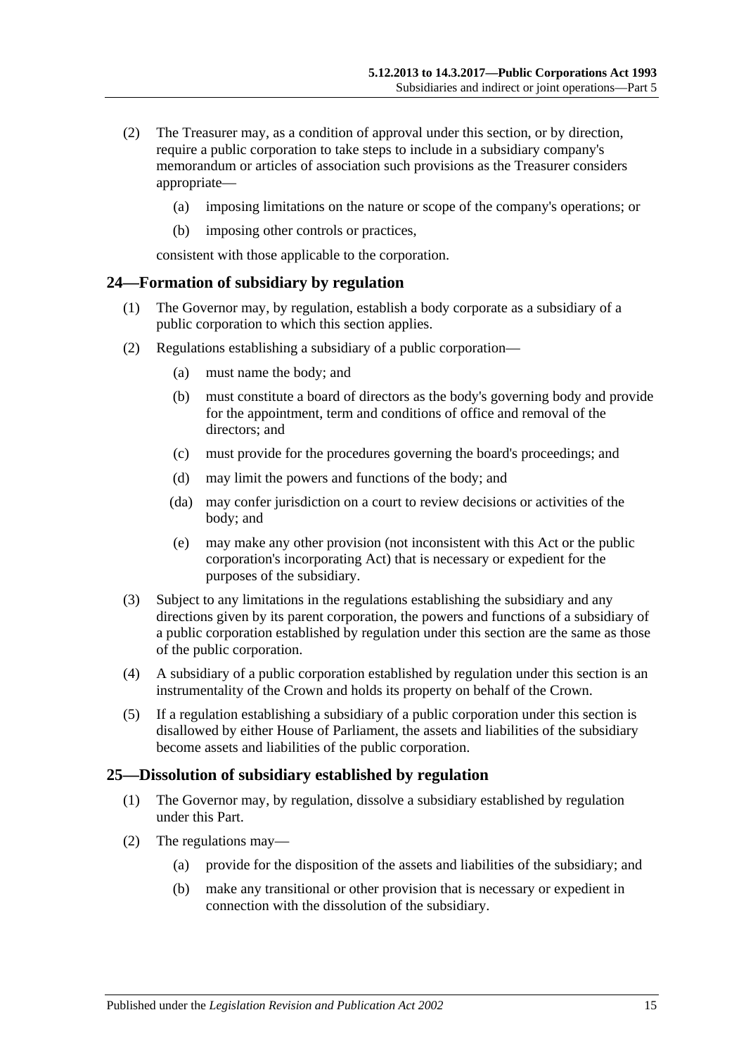(2) The Treasurer may, as a condition of approval under this section, or by direction, require a public corporation to take steps to include in a subsidiary company's memorandum or articles of association such provisions as the Treasurer considers appropriate—

(a) imposing limitations on the nature or scope of the company's operations; or

(b) imposing other controls or practices,

consistent with those applicable to the corporation.

## 24—Formation of subsidiary by regulation

(1) The Governor may, by regulation, establish a body corporate as a subsidiary of a public corporation to which this section applies.

(2) Regulations establishing a subsidiary of a public corporation—

(a) must name the body; and

(b) must constitute a board of directors as the body's governing body and provide for the appointment, term and conditions of office and removal of the directors; and

(c) must provide for the procedures governing the board's proceedings; and

(d) may limit the powers and functions of the body; and

(da) may confer jurisdiction on a court to review decisions or activities of the body; and

(e) may make any other provision (not inconsistent with this Act or the public corporation's incorporating Act) that is necessary or expedient for the purposes of the subsidiary.

(3) Subject to any limitations in the regulations establishing the subsidiary and any directions given by its parent corporation, the powers and functions of a subsidiary of a public corporation established by regulation under this section are the same as those of the public corporation.

(4) A subsidiary of a public corporation established by regulation under this section is an instrumentality of the Crown and holds its property on behalf of the Crown.

(5) If a regulation establishing a subsidiary of a public corporation under this section is disallowed by either House of Parliament, the assets and liabilities of the subsidiary become assets and liabilities of the public corporation.

## 25—Dissolution of subsidiary established by regulation

(1) The Governor may, by regulation, dissolve a subsidiary established by regulation under this Part.

(2) The regulations may—

(a) provide for the disposition of the assets and liabilities of the subsidiary; and

(b) make any transitional or other provision that is necessary or expedient in connection with the dissolution of the subsidiary.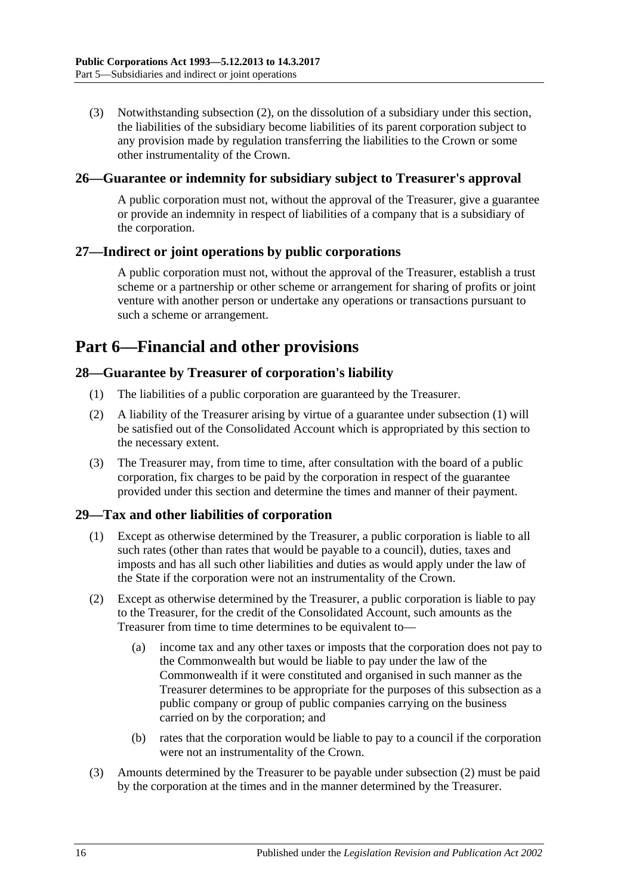(3) Notwithstanding subsection (2), on the dissolution of a subsidiary under this section, the liabilities of the subsidiary become liabilities of its parent corporation subject to any provision made by regulation transferring the liabilities to the Crown or some other instrumentality of the Crown.

### 26—Guarantee or indemnity for subsidiary subject to Treasurer's approval

A public corporation must not, without the approval of the Treasurer, give a guarantee or provide an indemnity in respect of liabilities of a company that is a subsidiary of the corporation.

### 27—Indirect or joint operations by public corporations

A public corporation must not, without the approval of the Treasurer, establish a trust scheme or a partnership or other scheme or arrangement for sharing of profits or joint venture with another person or undertake any operations or transactions pursuant to such a scheme or arrangement.

## Part 6—Financial and other provisions

### 28—Guarantee by Treasurer of corporation's liability

(1) The liabilities of a public corporation are guaranteed by the Treasurer.

(2) A liability of the Treasurer arising by virtue of a guarantee under subsection (1) will be satisfied out of the Consolidated Account which is appropriated by this section to the necessary extent.

(3) The Treasurer may, from time to time, after consultation with the board of a public corporation, fix charges to be paid by the corporation in respect of the guarantee provided under this section and determine the times and manner of their payment.

### 29—Tax and other liabilities of corporation

(1) Except as otherwise determined by the Treasurer, a public corporation is liable to all such rates (other than rates that would be payable to a council), duties, taxes and imposts and has all such other liabilities and duties as would apply under the law of the State if the corporation were not an instrumentality of the Crown.

(2) Except as otherwise determined by the Treasurer, a public corporation is liable to pay to the Treasurer, for the credit of the Consolidated Account, such amounts as the Treasurer from time to time determines to be equivalent to—

(a) income tax and any other taxes or imposts that the corporation does not pay to the Commonwealth but would be liable to pay under the law of the Commonwealth if it were constituted and organised in such manner as the Treasurer determines to be appropriate for the purposes of this subsection as a public company or group of public companies carrying on the business carried on by the corporation; and

(b) rates that the corporation would be liable to pay to a council if the corporation were not an instrumentality of the Crown.

(3) Amounts determined by the Treasurer to be payable under subsection (2) must be paid by the corporation at the times and in the manner determined by the Treasurer.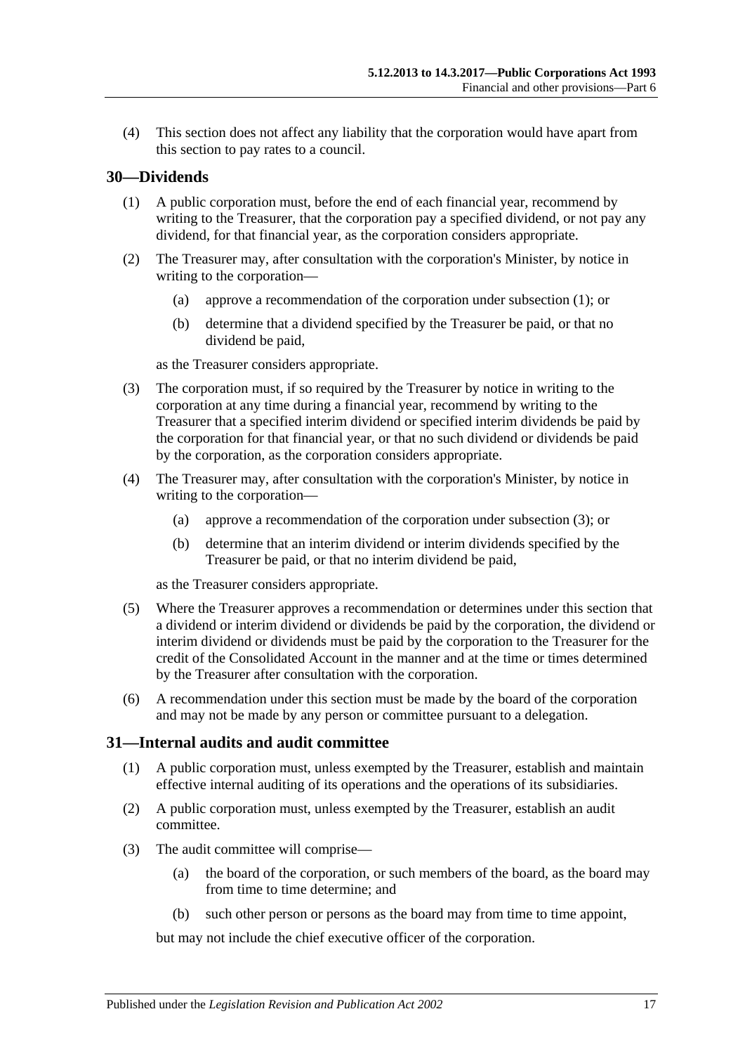(4) This section does not affect any liability that the corporation would have apart from this section to pay rates to a council.

## 30—Dividends

(1) A public corporation must, before the end of each financial year, recommend by writing to the Treasurer, that the corporation pay a specified dividend, or not pay any dividend, for that financial year, as the corporation considers appropriate.

(2) The Treasurer may, after consultation with the corporation's Minister, by notice in writing to the corporation—

(a) approve a recommendation of the corporation under subsection (1); or

(b) determine that a dividend specified by the Treasurer be paid, or that no dividend be paid,

as the Treasurer considers appropriate.

(3) The corporation must, if so required by the Treasurer by notice in writing to the corporation at any time during a financial year, recommend by writing to the Treasurer that a specified interim dividend or specified interim dividends be paid by the corporation for that financial year, or that no such dividend or dividends be paid by the corporation, as the corporation considers appropriate.

(4) The Treasurer may, after consultation with the corporation's Minister, by notice in writing to the corporation—

(a) approve a recommendation of the corporation under subsection (3); or

(b) determine that an interim dividend or interim dividends specified by the Treasurer be paid, or that no interim dividend be paid,

as the Treasurer considers appropriate.

(5) Where the Treasurer approves a recommendation or determines under this section that a dividend or interim dividend or dividends be paid by the corporation, the dividend or interim dividend or dividends must be paid by the corporation to the Treasurer for the credit of the Consolidated Account in the manner and at the time or times determined by the Treasurer after consultation with the corporation.

(6) A recommendation under this section must be made by the board of the corporation and may not be made by any person or committee pursuant to a delegation.

## 31—Internal audits and audit committee

(1) A public corporation must, unless exempted by the Treasurer, establish and maintain effective internal auditing of its operations and the operations of its subsidiaries.

(2) A public corporation must, unless exempted by the Treasurer, establish an audit committee.

(3) The audit committee will comprise—

(a) the board of the corporation, or such members of the board, as the board may from time to time determine; and

(b) such other person or persons as the board may from time to time appoint,

but may not include the chief executive officer of the corporation.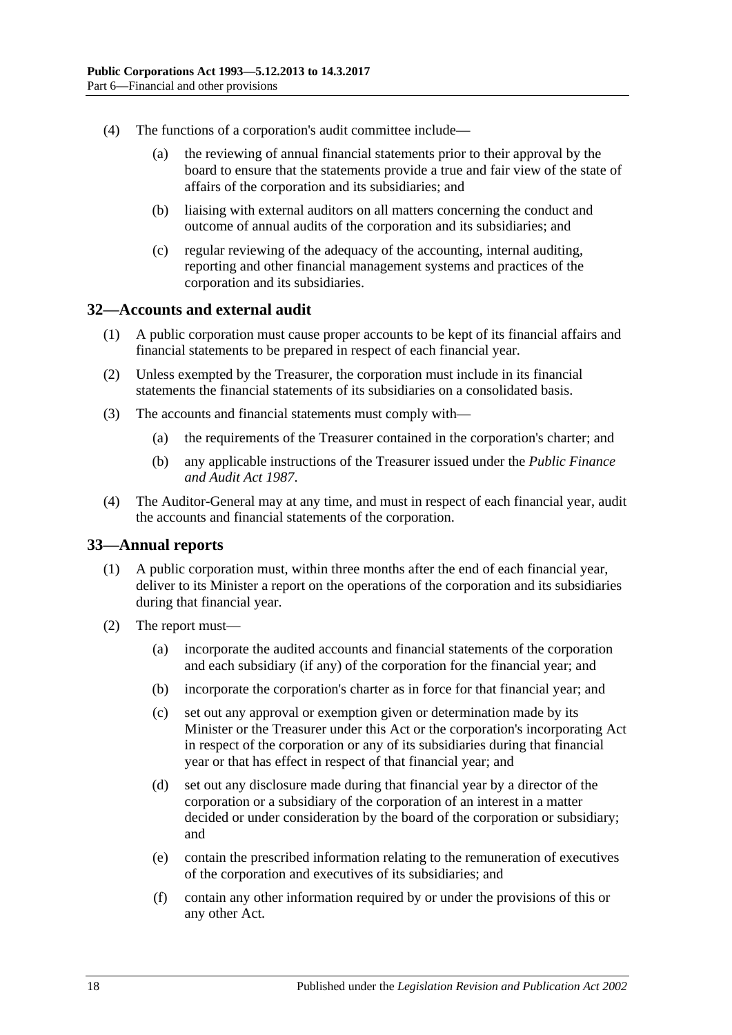(4) The functions of a corporation's audit committee include—

(a) the reviewing of annual financial statements prior to their approval by the board to ensure that the statements provide a true and fair view of the state of affairs of the corporation and its subsidiaries; and

(b) liaising with external auditors on all matters concerning the conduct and outcome of annual audits of the corporation and its subsidiaries; and

(c) regular reviewing of the adequacy of the accounting, internal auditing, reporting and other financial management systems and practices of the corporation and its subsidiaries.

## 32—Accounts and external audit

(1) A public corporation must cause proper accounts to be kept of its financial affairs and financial statements to be prepared in respect of each financial year.

(2) Unless exempted by the Treasurer, the corporation must include in its financial statements the financial statements of its subsidiaries on a consolidated basis.

(3) The accounts and financial statements must comply with—

(a) the requirements of the Treasurer contained in the corporation's charter; and

(b) any applicable instructions of the Treasurer issued under the *Public Finance and Audit Act 1987*.

(4) The Auditor-General may at any time, and must in respect of each financial year, audit the accounts and financial statements of the corporation.

## 33—Annual reports

(1) A public corporation must, within three months after the end of each financial year, deliver to its Minister a report on the operations of the corporation and its subsidiaries during that financial year.

(2) The report must—

(a) incorporate the audited accounts and financial statements of the corporation and each subsidiary (if any) of the corporation for the financial year; and

(b) incorporate the corporation's charter as in force for that financial year; and

(c) set out any approval or exemption given or determination made by its Minister or the Treasurer under this Act or the corporation's incorporating Act in respect of the corporation or any of its subsidiaries during that financial year or that has effect in respect of that financial year; and

(d) set out any disclosure made during that financial year by a director of the corporation or a subsidiary of the corporation of an interest in a matter decided or under consideration by the board of the corporation or subsidiary; and

(e) contain the prescribed information relating to the remuneration of executives of the corporation and executives of its subsidiaries; and

(f) contain any other information required by or under the provisions of this or any other Act.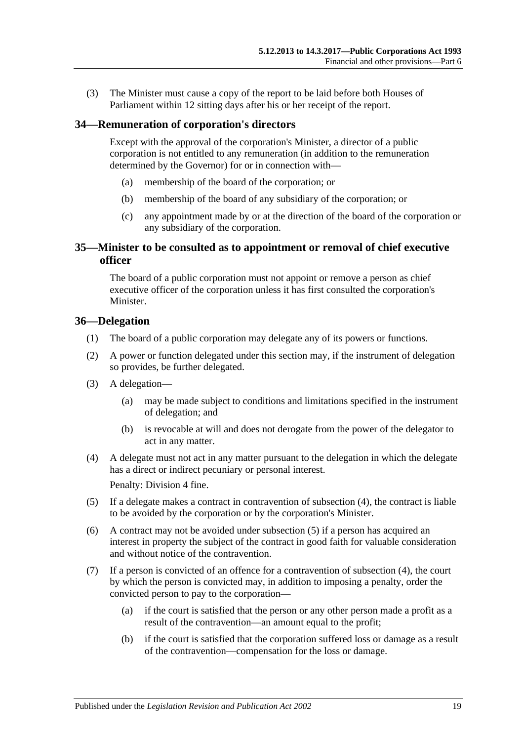(3) The Minister must cause a copy of the report to be laid before both Houses of Parliament within 12 sitting days after his or her receipt of the report.

## 34—Remuneration of corporation's directors

Except with the approval of the corporation's Minister, a director of a public corporation is not entitled to any remuneration (in addition to the remuneration determined by the Governor) for or in connection with—

(a) membership of the board of the corporation; or

(b) membership of the board of any subsidiary of the corporation; or

(c) any appointment made by or at the direction of the board of the corporation or any subsidiary of the corporation.

## 35—Minister to be consulted as to appointment or removal of chief executive officer

The board of a public corporation must not appoint or remove a person as chief executive officer of the corporation unless it has first consulted the corporation's Minister.

## 36—Delegation

(1) The board of a public corporation may delegate any of its powers or functions.

(2) A power or function delegated under this section may, if the instrument of delegation so provides, be further delegated.

(3) A delegation—

(a) may be made subject to conditions and limitations specified in the instrument of delegation; and

(b) is revocable at will and does not derogate from the power of the delegator to act in any matter.

(4) A delegate must not act in any matter pursuant to the delegation in which the delegate has a direct or indirect pecuniary or personal interest.

Penalty: Division 4 fine.

(5) If a delegate makes a contract in contravention of subsection (4), the contract is liable to be avoided by the corporation or by the corporation's Minister.

(6) A contract may not be avoided under subsection (5) if a person has acquired an interest in property the subject of the contract in good faith for valuable consideration and without notice of the contravention.

(7) If a person is convicted of an offence for a contravention of subsection (4), the court by which the person is convicted may, in addition to imposing a penalty, order the convicted person to pay to the corporation—

(a) if the court is satisfied that the person or any other person made a profit as a result of the contravention—an amount equal to the profit;

(b) if the court is satisfied that the corporation suffered loss or damage as a result of the contravention—compensation for the loss or damage.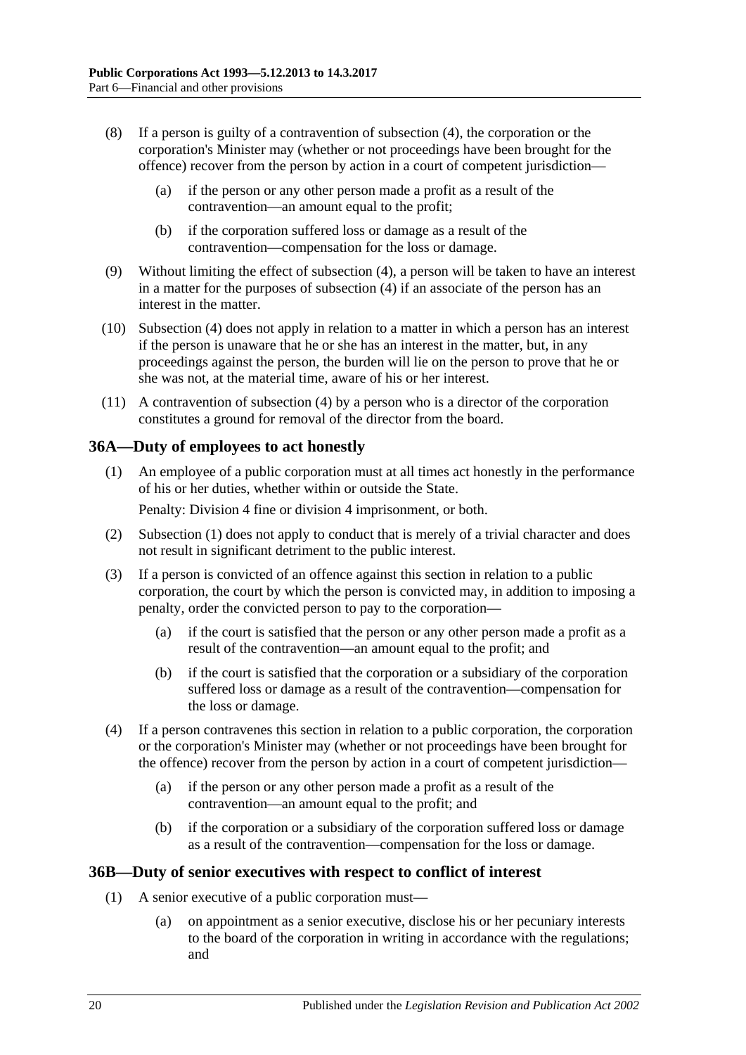(8) If a person is guilty of a contravention of subsection (4), the corporation or the corporation's Minister may (whether or not proceedings have been brought for the offence) recover from the person by action in a court of competent jurisdiction—

(a) if the person or any other person made a profit as a result of the contravention—an amount equal to the profit;

(b) if the corporation suffered loss or damage as a result of the contravention—compensation for the loss or damage.

(9) Without limiting the effect of subsection (4), a person will be taken to have an interest in a matter for the purposes of subsection (4) if an associate of the person has an interest in the matter.

(10) Subsection (4) does not apply in relation to a matter in which a person has an interest if the person is unaware that he or she has an interest in the matter, but, in any proceedings against the person, the burden will lie on the person to prove that he or she was not, at the material time, aware of his or her interest.

(11) A contravention of subsection (4) by a person who is a director of the corporation constitutes a ground for removal of the director from the board.

## 36A—Duty of employees to act honestly

(1) An employee of a public corporation must at all times act honestly in the performance of his or her duties, whether within or outside the State.

Penalty: Division 4 fine or division 4 imprisonment, or both.

(2) Subsection (1) does not apply to conduct that is merely of a trivial character and does not result in significant detriment to the public interest.

(3) If a person is convicted of an offence against this section in relation to a public corporation, the court by which the person is convicted may, in addition to imposing a penalty, order the convicted person to pay to the corporation—

(a) if the court is satisfied that the person or any other person made a profit as a result of the contravention—an amount equal to the profit; and

(b) if the court is satisfied that the corporation or a subsidiary of the corporation suffered loss or damage as a result of the contravention—compensation for the loss or damage.

(4) If a person contravenes this section in relation to a public corporation, the corporation or the corporation's Minister may (whether or not proceedings have been brought for the offence) recover from the person by action in a court of competent jurisdiction—

(a) if the person or any other person made a profit as a result of the contravention—an amount equal to the profit; and

(b) if the corporation or a subsidiary of the corporation suffered loss or damage as a result of the contravention—compensation for the loss or damage.

## 36B—Duty of senior executives with respect to conflict of interest

(1) A senior executive of a public corporation must—

(a) on appointment as a senior executive, disclose his or her pecuniary interests to the board of the corporation in writing in accordance with the regulations; and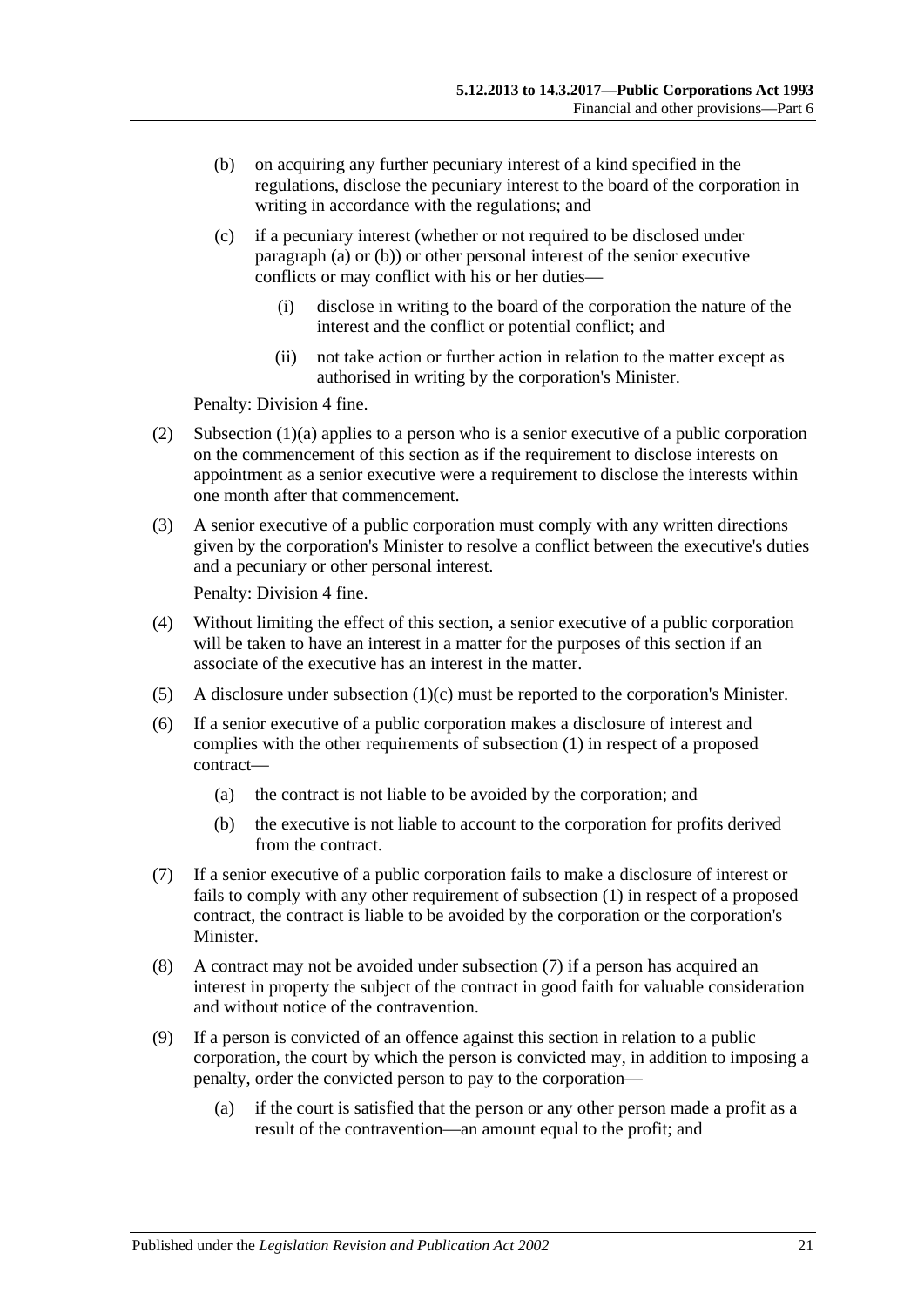- (b) on acquiring any further pecuniary interest of a kind specified in the regulations, disclose the pecuniary interest to the board of the corporation in writing in accordance with the regulations; and
- (c) if a pecuniary interest (whether or not required to be disclosed under paragraph (a) or (b)) or other personal interest of the senior executive conflicts or may conflict with his or her duties—
  - (i) disclose in writing to the board of the corporation the nature of the interest and the conflict or potential conflict; and
  - (ii) not take action or further action in relation to the matter except as authorised in writing by the corporation's Minister.

Penalty: Division 4 fine.

(2) Subsection (1)(a) applies to a person who is a senior executive of a public corporation on the commencement of this section as if the requirement to disclose interests on appointment as a senior executive were a requirement to disclose the interests within one month after that commencement.

(3) A senior executive of a public corporation must comply with any written directions given by the corporation's Minister to resolve a conflict between the executive's duties and a pecuniary or other personal interest.

Penalty: Division 4 fine.

(4) Without limiting the effect of this section, a senior executive of a public corporation will be taken to have an interest in a matter for the purposes of this section if an associate of the executive has an interest in the matter.

(5) A disclosure under subsection (1)(c) must be reported to the corporation's Minister.

(6) If a senior executive of a public corporation makes a disclosure of interest and complies with the other requirements of subsection (1) in respect of a proposed contract—

- (a) the contract is not liable to be avoided by the corporation; and
- (b) the executive is not liable to account to the corporation for profits derived from the contract.

(7) If a senior executive of a public corporation fails to make a disclosure of interest or fails to comply with any other requirement of subsection (1) in respect of a proposed contract, the contract is liable to be avoided by the corporation or the corporation's Minister.

(8) A contract may not be avoided under subsection (7) if a person has acquired an interest in property the subject of the contract in good faith for valuable consideration and without notice of the contravention.

(9) If a person is convicted of an offence against this section in relation to a public corporation, the court by which the person is convicted may, in addition to imposing a penalty, order the convicted person to pay to the corporation—

- (a) if the court is satisfied that the person or any other person made a profit as a result of the contravention—an amount equal to the profit; and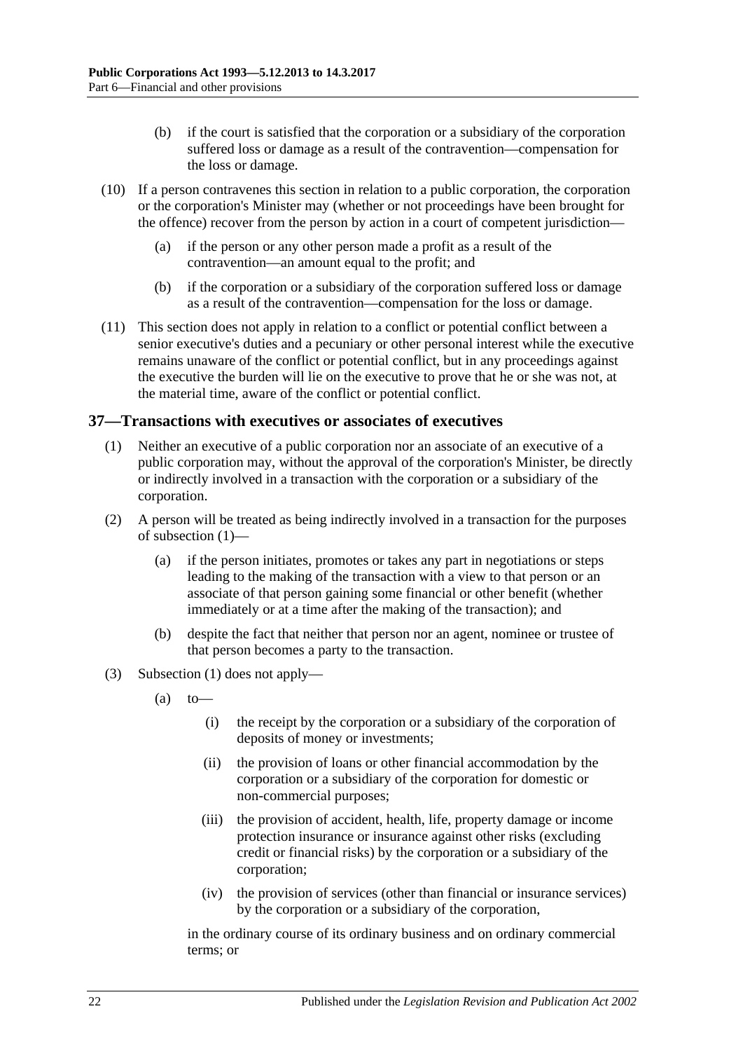(b) if the court is satisfied that the corporation or a subsidiary of the corporation suffered loss or damage as a result of the contravention—compensation for the loss or damage.

(10) If a person contravenes this section in relation to a public corporation, the corporation or the corporation's Minister may (whether or not proceedings have been brought for the offence) recover from the person by action in a court of competent jurisdiction—

(a) if the person or any other person made a profit as a result of the contravention—an amount equal to the profit; and

(b) if the corporation or a subsidiary of the corporation suffered loss or damage as a result of the contravention—compensation for the loss or damage.

(11) This section does not apply in relation to a conflict or potential conflict between a senior executive's duties and a pecuniary or other personal interest while the executive remains unaware of the conflict or potential conflict, but in any proceedings against the executive the burden will lie on the executive to prove that he or she was not, at the material time, aware of the conflict or potential conflict.

## 37—Transactions with executives or associates of executives

(1) Neither an executive of a public corporation nor an associate of an executive of a public corporation may, without the approval of the corporation's Minister, be directly or indirectly involved in a transaction with the corporation or a subsidiary of the corporation.

(2) A person will be treated as being indirectly involved in a transaction for the purposes of subsection (1)—

(a) if the person initiates, promotes or takes any part in negotiations or steps leading to the making of the transaction with a view to that person or an associate of that person gaining some financial or other benefit (whether immediately or at a time after the making of the transaction); and

(b) despite the fact that neither that person nor an agent, nominee or trustee of that person becomes a party to the transaction.

(3) Subsection (1) does not apply—

(a) to—

(i) the receipt by the corporation or a subsidiary of the corporation of deposits of money or investments;

(ii) the provision of loans or other financial accommodation by the corporation or a subsidiary of the corporation for domestic or non-commercial purposes;

(iii) the provision of accident, health, life, property damage or income protection insurance or insurance against other risks (excluding credit or financial risks) by the corporation or a subsidiary of the corporation;

(iv) the provision of services (other than financial or insurance services) by the corporation or a subsidiary of the corporation,

in the ordinary course of its ordinary business and on ordinary commercial terms; or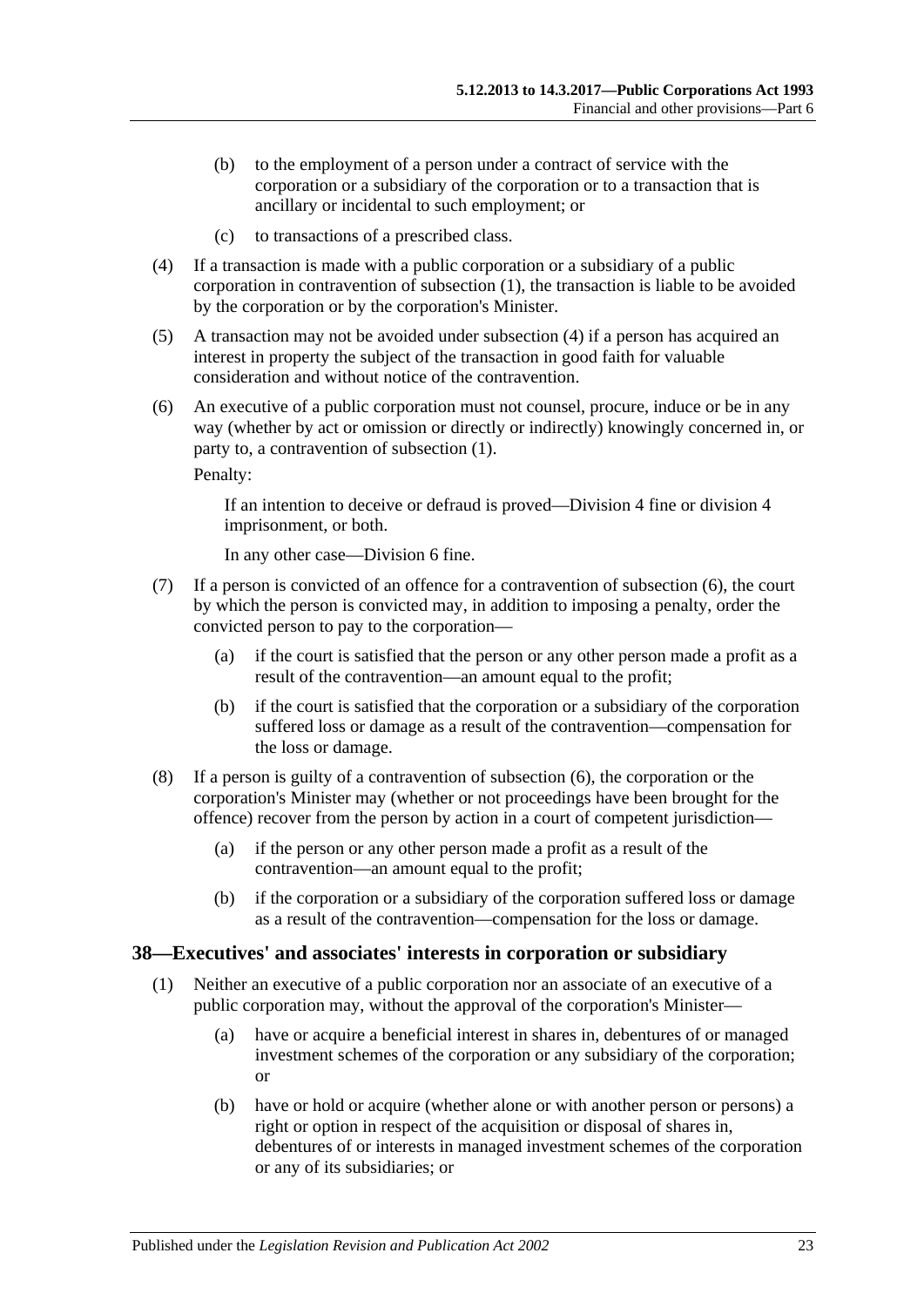(b) to the employment of a person under a contract of service with the corporation or a subsidiary of the corporation or to a transaction that is ancillary or incidental to such employment; or

(c) to transactions of a prescribed class.

(4) If a transaction is made with a public corporation or a subsidiary of a public corporation in contravention of subsection (1), the transaction is liable to be avoided by the corporation or by the corporation's Minister.

(5) A transaction may not be avoided under subsection (4) if a person has acquired an interest in property the subject of the transaction in good faith for valuable consideration and without notice of the contravention.

(6) An executive of a public corporation must not counsel, procure, induce or be in any way (whether by act or omission or directly or indirectly) knowingly concerned in, or party to, a contravention of subsection (1).

Penalty:

If an intention to deceive or defraud is proved—Division 4 fine or division 4 imprisonment, or both.

In any other case—Division 6 fine.

(7) If a person is convicted of an offence for a contravention of subsection (6), the court by which the person is convicted may, in addition to imposing a penalty, order the convicted person to pay to the corporation—

(a) if the court is satisfied that the person or any other person made a profit as a result of the contravention—an amount equal to the profit;

(b) if the court is satisfied that the corporation or a subsidiary of the corporation suffered loss or damage as a result of the contravention—compensation for the loss or damage.

(8) If a person is guilty of a contravention of subsection (6), the corporation or the corporation's Minister may (whether or not proceedings have been brought for the offence) recover from the person by action in a court of competent jurisdiction—

(a) if the person or any other person made a profit as a result of the contravention—an amount equal to the profit;

(b) if the corporation or a subsidiary of the corporation suffered loss or damage as a result of the contravention—compensation for the loss or damage.

## 38—Executives' and associates' interests in corporation or subsidiary

(1) Neither an executive of a public corporation nor an associate of an executive of a public corporation may, without the approval of the corporation's Minister—

(a) have or acquire a beneficial interest in shares in, debentures of or managed investment schemes of the corporation or any subsidiary of the corporation; or

(b) have or hold or acquire (whether alone or with another person or persons) a right or option in respect of the acquisition or disposal of shares in, debentures of or interests in managed investment schemes of the corporation or any of its subsidiaries; or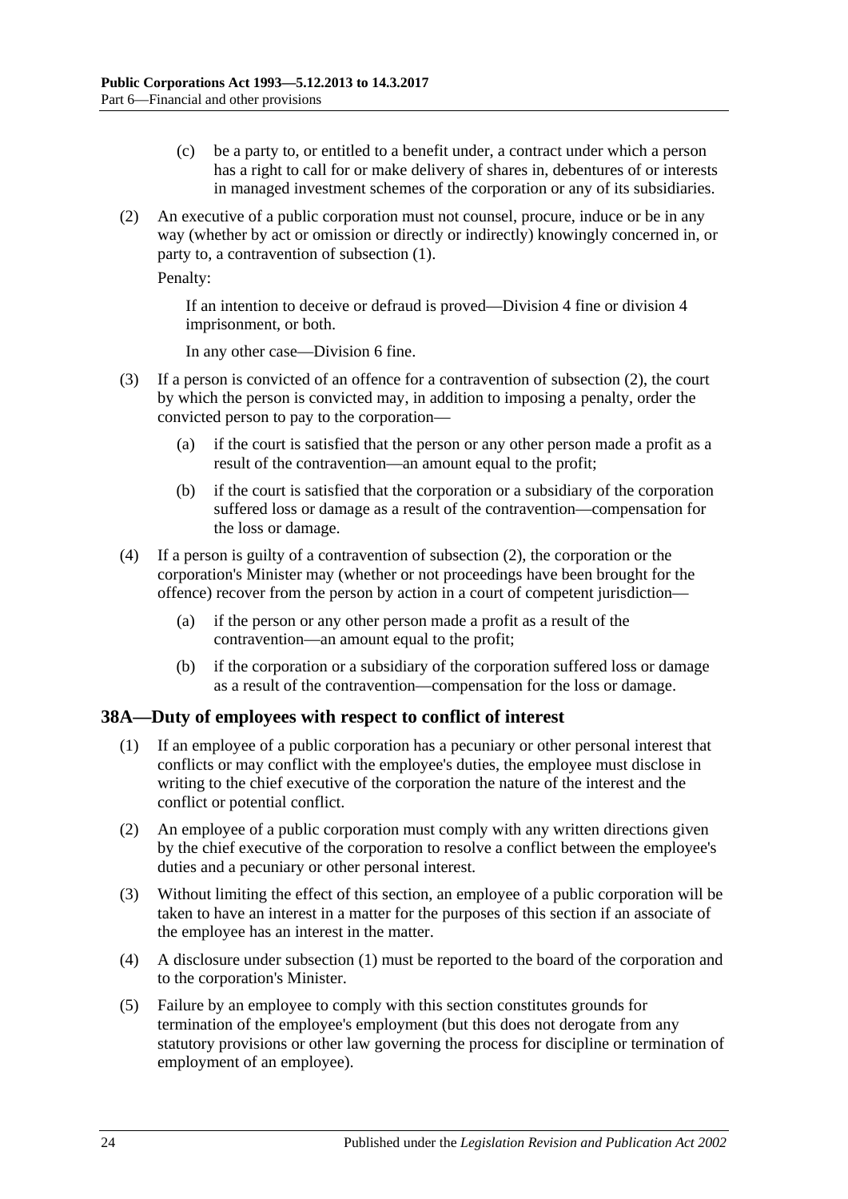(c) be a party to, or entitled to a benefit under, a contract under which a person has a right to call for or make delivery of shares in, debentures of or interests in managed investment schemes of the corporation or any of its subsidiaries.

(2) An executive of a public corporation must not counsel, procure, induce or be in any way (whether by act or omission or directly or indirectly) knowingly concerned in, or party to, a contravention of subsection (1).

Penalty:

If an intention to deceive or defraud is proved—Division 4 fine or division 4 imprisonment, or both.

In any other case—Division 6 fine.

(3) If a person is convicted of an offence for a contravention of subsection (2), the court by which the person is convicted may, in addition to imposing a penalty, order the convicted person to pay to the corporation—

(a) if the court is satisfied that the person or any other person made a profit as a result of the contravention—an amount equal to the profit;

(b) if the court is satisfied that the corporation or a subsidiary of the corporation suffered loss or damage as a result of the contravention—compensation for the loss or damage.

(4) If a person is guilty of a contravention of subsection (2), the corporation or the corporation's Minister may (whether or not proceedings have been brought for the offence) recover from the person by action in a court of competent jurisdiction—

(a) if the person or any other person made a profit as a result of the contravention—an amount equal to the profit;

(b) if the corporation or a subsidiary of the corporation suffered loss or damage as a result of the contravention—compensation for the loss or damage.

## 38A—Duty of employees with respect to conflict of interest

(1) If an employee of a public corporation has a pecuniary or other personal interest that conflicts or may conflict with the employee's duties, the employee must disclose in writing to the chief executive of the corporation the nature of the interest and the conflict or potential conflict.

(2) An employee of a public corporation must comply with any written directions given by the chief executive of the corporation to resolve a conflict between the employee's duties and a pecuniary or other personal interest.

(3) Without limiting the effect of this section, an employee of a public corporation will be taken to have an interest in a matter for the purposes of this section if an associate of the employee has an interest in the matter.

(4) A disclosure under subsection (1) must be reported to the board of the corporation and to the corporation's Minister.

(5) Failure by an employee to comply with this section constitutes grounds for termination of the employee's employment (but this does not derogate from any statutory provisions or other law governing the process for discipline or termination of employment of an employee).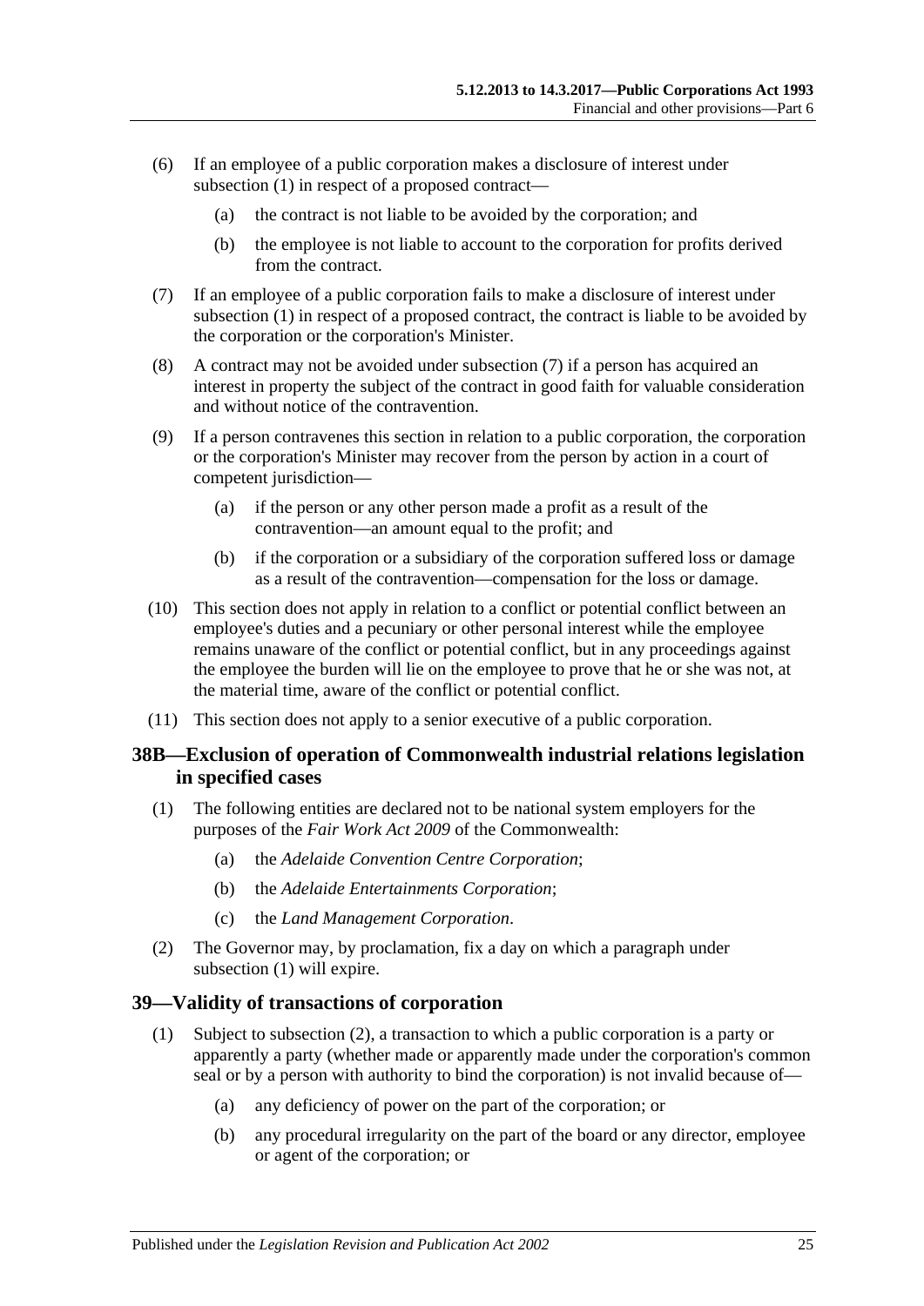(6) If an employee of a public corporation makes a disclosure of interest under subsection (1) in respect of a proposed contract—

  (a) the contract is not liable to be avoided by the corporation; and

  (b) the employee is not liable to account to the corporation for profits derived from the contract.

(7) If an employee of a public corporation fails to make a disclosure of interest under subsection (1) in respect of a proposed contract, the contract is liable to be avoided by the corporation or the corporation's Minister.

(8) A contract may not be avoided under subsection (7) if a person has acquired an interest in property the subject of the contract in good faith for valuable consideration and without notice of the contravention.

(9) If a person contravenes this section in relation to a public corporation, the corporation or the corporation's Minister may recover from the person by action in a court of competent jurisdiction—

  (a) if the person or any other person made a profit as a result of the contravention—an amount equal to the profit; and

  (b) if the corporation or a subsidiary of the corporation suffered loss or damage as a result of the contravention—compensation for the loss or damage.

(10) This section does not apply in relation to a conflict or potential conflict between an employee's duties and a pecuniary or other personal interest while the employee remains unaware of the conflict or potential conflict, but in any proceedings against the employee the burden will lie on the employee to prove that he or she was not, at the material time, aware of the conflict or potential conflict.

(11) This section does not apply to a senior executive of a public corporation.

## 38B—Exclusion of operation of Commonwealth industrial relations legislation in specified cases

(1) The following entities are declared not to be national system employers for the purposes of the *Fair Work Act 2009* of the Commonwealth:

  (a) the *Adelaide Convention Centre Corporation*;

  (b) the *Adelaide Entertainments Corporation*;

  (c) the *Land Management Corporation*.

(2) The Governor may, by proclamation, fix a day on which a paragraph under subsection (1) will expire.

## 39—Validity of transactions of corporation

(1) Subject to subsection (2), a transaction to which a public corporation is a party or apparently a party (whether made or apparently made under the corporation's common seal or by a person with authority to bind the corporation) is not invalid because of—

  (a) any deficiency of power on the part of the corporation; or

  (b) any procedural irregularity on the part of the board or any director, employee or agent of the corporation; or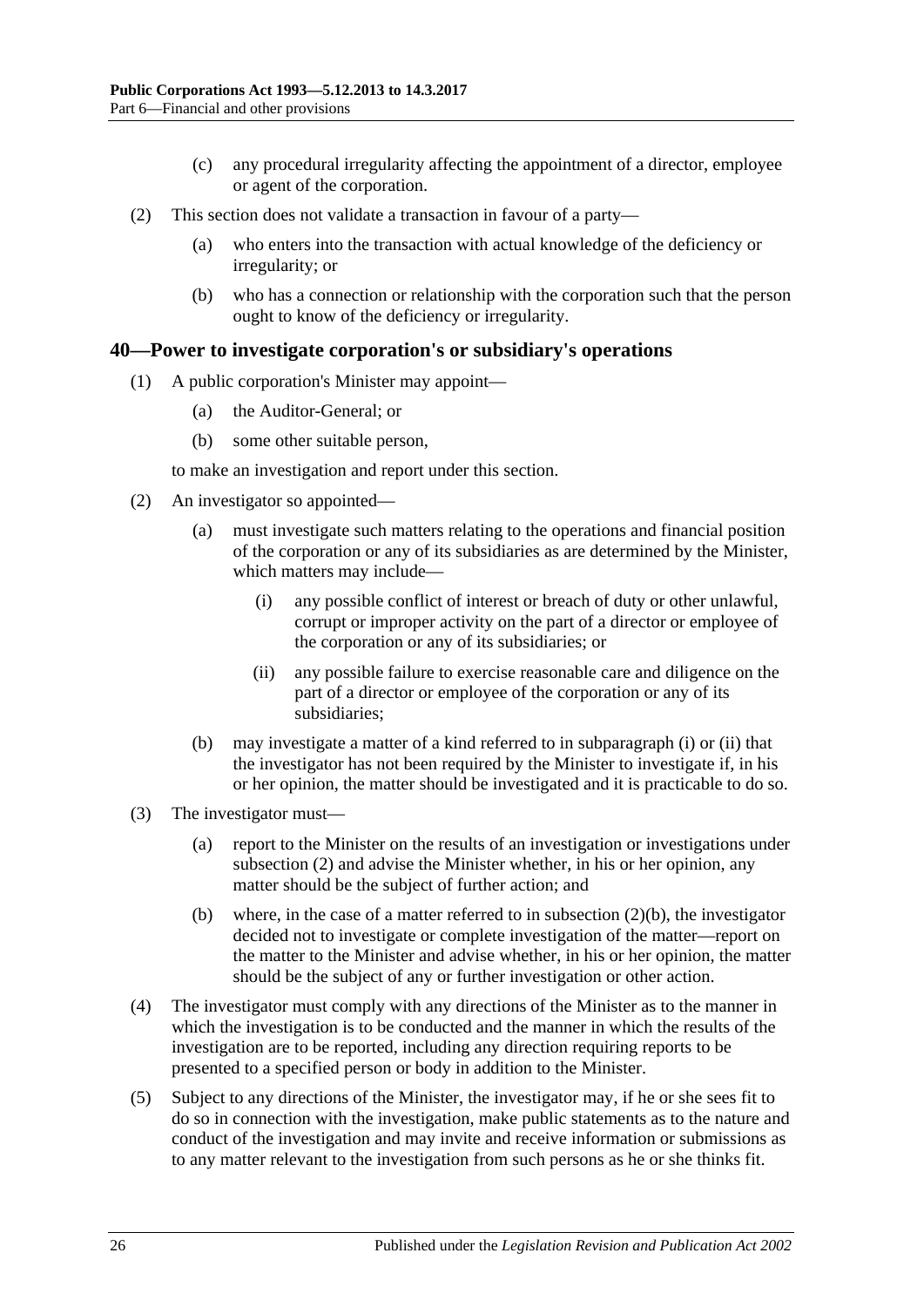(c) any procedural irregularity affecting the appointment of a director, employee or agent of the corporation.

(2) This section does not validate a transaction in favour of a party—

(a) who enters into the transaction with actual knowledge of the deficiency or irregularity; or

(b) who has a connection or relationship with the corporation such that the person ought to know of the deficiency or irregularity.

## 40—Power to investigate corporation's or subsidiary's operations

(1) A public corporation's Minister may appoint—

(a) the Auditor-General; or

(b) some other suitable person,

to make an investigation and report under this section.

(2) An investigator so appointed—

(a) must investigate such matters relating to the operations and financial position of the corporation or any of its subsidiaries as are determined by the Minister, which matters may include—

(i) any possible conflict of interest or breach of duty or other unlawful, corrupt or improper activity on the part of a director or employee of the corporation or any of its subsidiaries; or

(ii) any possible failure to exercise reasonable care and diligence on the part of a director or employee of the corporation or any of its subsidiaries;

(b) may investigate a matter of a kind referred to in subparagraph (i) or (ii) that the investigator has not been required by the Minister to investigate if, in his or her opinion, the matter should be investigated and it is practicable to do so.

(3) The investigator must—

(a) report to the Minister on the results of an investigation or investigations under subsection (2) and advise the Minister whether, in his or her opinion, any matter should be the subject of further action; and

(b) where, in the case of a matter referred to in subsection (2)(b), the investigator decided not to investigate or complete investigation of the matter—report on the matter to the Minister and advise whether, in his or her opinion, the matter should be the subject of any or further investigation or other action.

(4) The investigator must comply with any directions of the Minister as to the manner in which the investigation is to be conducted and the manner in which the results of the investigation are to be reported, including any direction requiring reports to be presented to a specified person or body in addition to the Minister.

(5) Subject to any directions of the Minister, the investigator may, if he or she sees fit to do so in connection with the investigation, make public statements as to the nature and conduct of the investigation and may invite and receive information or submissions as to any matter relevant to the investigation from such persons as he or she thinks fit.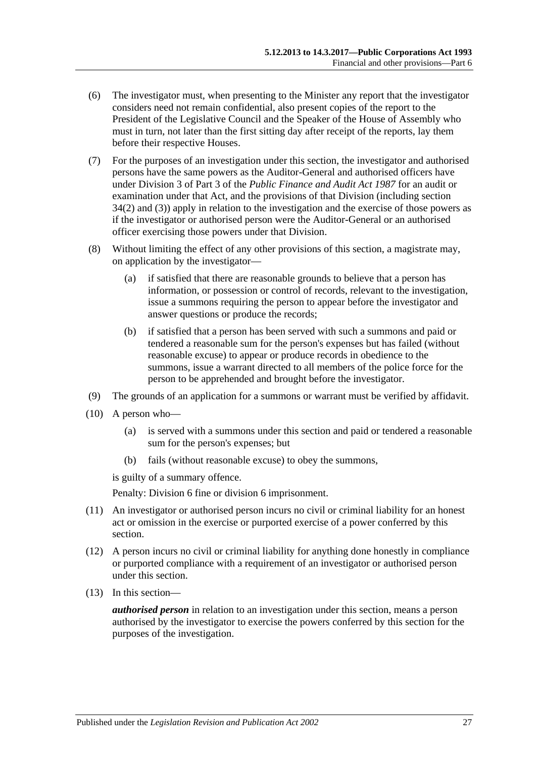(6) The investigator must, when presenting to the Minister any report that the investigator considers need not remain confidential, also present copies of the report to the President of the Legislative Council and the Speaker of the House of Assembly who must in turn, not later than the first sitting day after receipt of the reports, lay them before their respective Houses.

(7) For the purposes of an investigation under this section, the investigator and authorised persons have the same powers as the Auditor-General and authorised officers have under Division 3 of Part 3 of the *Public Finance and Audit Act 1987* for an audit or examination under that Act, and the provisions of that Division (including section 34(2) and (3)) apply in relation to the investigation and the exercise of those powers as if the investigator or authorised person were the Auditor-General or an authorised officer exercising those powers under that Division.

(8) Without limiting the effect of any other provisions of this section, a magistrate may, on application by the investigator—

  (a) if satisfied that there are reasonable grounds to believe that a person has information, or possession or control of records, relevant to the investigation, issue a summons requiring the person to appear before the investigator and answer questions or produce the records;

  (b) if satisfied that a person has been served with such a summons and paid or tendered a reasonable sum for the person's expenses but has failed (without reasonable excuse) to appear or produce records in obedience to the summons, issue a warrant directed to all members of the police force for the person to be apprehended and brought before the investigator.

(9) The grounds of an application for a summons or warrant must be verified by affidavit.

(10) A person who—

  (a) is served with a summons under this section and paid or tendered a reasonable sum for the person's expenses; but

  (b) fails (without reasonable excuse) to obey the summons,

is guilty of a summary offence.

Penalty: Division 6 fine or division 6 imprisonment.

(11) An investigator or authorised person incurs no civil or criminal liability for an honest act or omission in the exercise or purported exercise of a power conferred by this section.

(12) A person incurs no civil or criminal liability for anything done honestly in compliance or purported compliance with a requirement of an investigator or authorised person under this section.

(13) In this section—

***authorised person*** in relation to an investigation under this section, means a person authorised by the investigator to exercise the powers conferred by this section for the purposes of the investigation.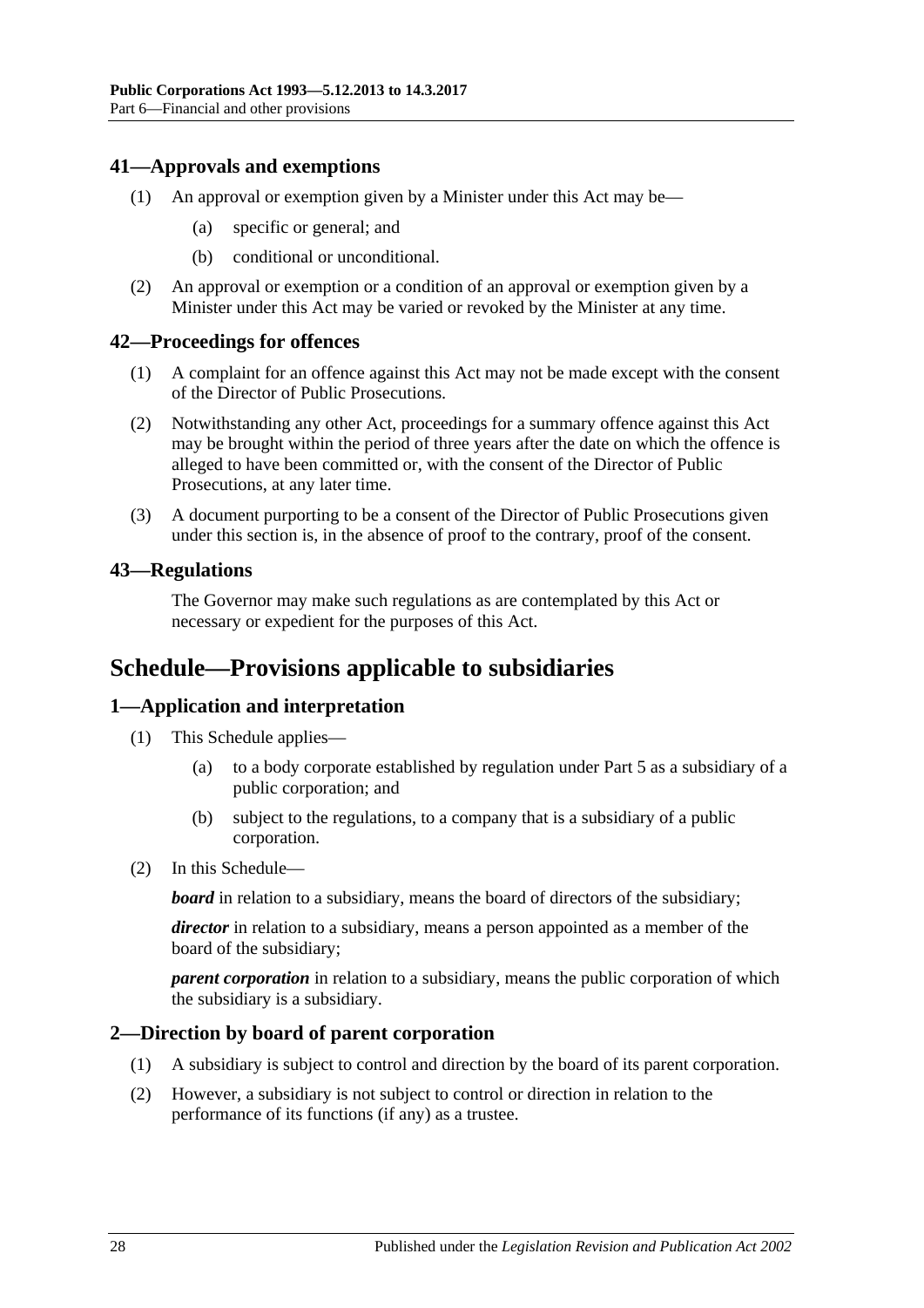## 41—Approvals and exemptions

(1) An approval or exemption given by a Minister under this Act may be—

(a) specific or general; and

(b) conditional or unconditional.

(2) An approval or exemption or a condition of an approval or exemption given by a Minister under this Act may be varied or revoked by the Minister at any time.

## 42—Proceedings for offences

(1) A complaint for an offence against this Act may not be made except with the consent of the Director of Public Prosecutions.

(2) Notwithstanding any other Act, proceedings for a summary offence against this Act may be brought within the period of three years after the date on which the offence is alleged to have been committed or, with the consent of the Director of Public Prosecutions, at any later time.

(3) A document purporting to be a consent of the Director of Public Prosecutions given under this section is, in the absence of proof to the contrary, proof of the consent.

## 43—Regulations

The Governor may make such regulations as are contemplated by this Act or necessary or expedient for the purposes of this Act.

# Schedule—Provisions applicable to subsidiaries

## 1—Application and interpretation

(1) This Schedule applies—

(a) to a body corporate established by regulation under Part 5 as a subsidiary of a public corporation; and

(b) subject to the regulations, to a company that is a subsidiary of a public corporation.

(2) In this Schedule—

***board*** in relation to a subsidiary, means the board of directors of the subsidiary;

***director*** in relation to a subsidiary, means a person appointed as a member of the board of the subsidiary;

***parent corporation*** in relation to a subsidiary, means the public corporation of which the subsidiary is a subsidiary.

## 2—Direction by board of parent corporation

(1) A subsidiary is subject to control and direction by the board of its parent corporation.

(2) However, a subsidiary is not subject to control or direction in relation to the performance of its functions (if any) as a trustee.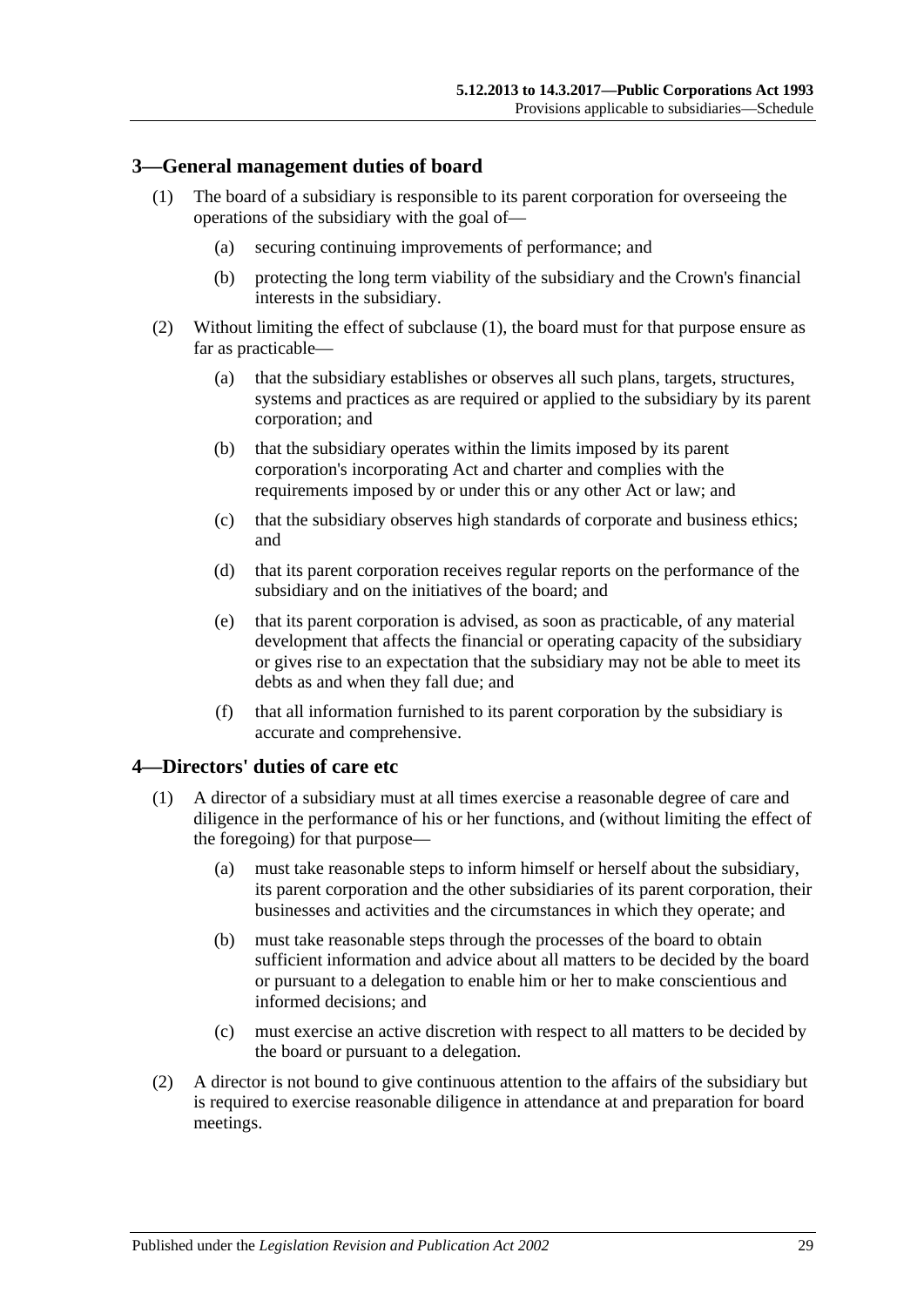## 3—General management duties of board

(1) The board of a subsidiary is responsible to its parent corporation for overseeing the operations of the subsidiary with the goal of—

(a) securing continuing improvements of performance; and

(b) protecting the long term viability of the subsidiary and the Crown's financial interests in the subsidiary.

(2) Without limiting the effect of subclause (1), the board must for that purpose ensure as far as practicable—

(a) that the subsidiary establishes or observes all such plans, targets, structures, systems and practices as are required or applied to the subsidiary by its parent corporation; and

(b) that the subsidiary operates within the limits imposed by its parent corporation's incorporating Act and charter and complies with the requirements imposed by or under this or any other Act or law; and

(c) that the subsidiary observes high standards of corporate and business ethics; and

(d) that its parent corporation receives regular reports on the performance of the subsidiary and on the initiatives of the board; and

(e) that its parent corporation is advised, as soon as practicable, of any material development that affects the financial or operating capacity of the subsidiary or gives rise to an expectation that the subsidiary may not be able to meet its debts as and when they fall due; and

(f) that all information furnished to its parent corporation by the subsidiary is accurate and comprehensive.

## 4—Directors' duties of care etc

(1) A director of a subsidiary must at all times exercise a reasonable degree of care and diligence in the performance of his or her functions, and (without limiting the effect of the foregoing) for that purpose—

(a) must take reasonable steps to inform himself or herself about the subsidiary, its parent corporation and the other subsidiaries of its parent corporation, their businesses and activities and the circumstances in which they operate; and

(b) must take reasonable steps through the processes of the board to obtain sufficient information and advice about all matters to be decided by the board or pursuant to a delegation to enable him or her to make conscientious and informed decisions; and

(c) must exercise an active discretion with respect to all matters to be decided by the board or pursuant to a delegation.

(2) A director is not bound to give continuous attention to the affairs of the subsidiary but is required to exercise reasonable diligence in attendance at and preparation for board meetings.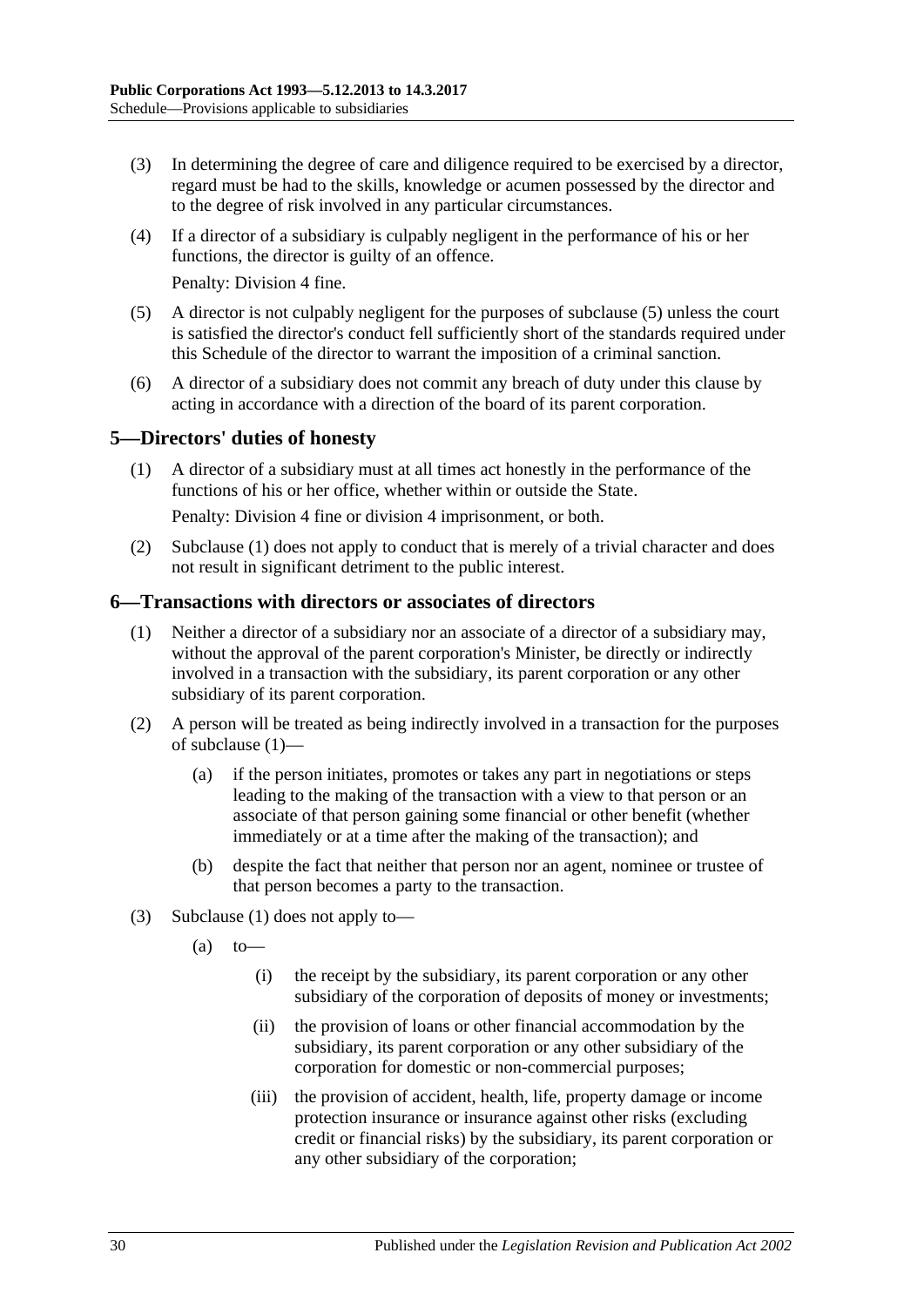(3) In determining the degree of care and diligence required to be exercised by a director, regard must be had to the skills, knowledge or acumen possessed by the director and to the degree of risk involved in any particular circumstances.

(4) If a director of a subsidiary is culpably negligent in the performance of his or her functions, the director is guilty of an offence.

Penalty: Division 4 fine.

(5) A director is not culpably negligent for the purposes of subclause (5) unless the court is satisfied the director's conduct fell sufficiently short of the standards required under this Schedule of the director to warrant the imposition of a criminal sanction.

(6) A director of a subsidiary does not commit any breach of duty under this clause by acting in accordance with a direction of the board of its parent corporation.

## 5—Directors' duties of honesty

(1) A director of a subsidiary must at all times act honestly in the performance of the functions of his or her office, whether within or outside the State.

Penalty: Division 4 fine or division 4 imprisonment, or both.

(2) Subclause (1) does not apply to conduct that is merely of a trivial character and does not result in significant detriment to the public interest.

## 6—Transactions with directors or associates of directors

(1) Neither a director of a subsidiary nor an associate of a director of a subsidiary may, without the approval of the parent corporation's Minister, be directly or indirectly involved in a transaction with the subsidiary, its parent corporation or any other subsidiary of its parent corporation.

(2) A person will be treated as being indirectly involved in a transaction for the purposes of subclause (1)—

(a) if the person initiates, promotes or takes any part in negotiations or steps leading to the making of the transaction with a view to that person or an associate of that person gaining some financial or other benefit (whether immediately or at a time after the making of the transaction); and

(b) despite the fact that neither that person nor an agent, nominee or trustee of that person becomes a party to the transaction.

(3) Subclause (1) does not apply to—

(a) to—

(i) the receipt by the subsidiary, its parent corporation or any other subsidiary of the corporation of deposits of money or investments;

(ii) the provision of loans or other financial accommodation by the subsidiary, its parent corporation or any other subsidiary of the corporation for domestic or non-commercial purposes;

(iii) the provision of accident, health, life, property damage or income protection insurance or insurance against other risks (excluding credit or financial risks) by the subsidiary, its parent corporation or any other subsidiary of the corporation;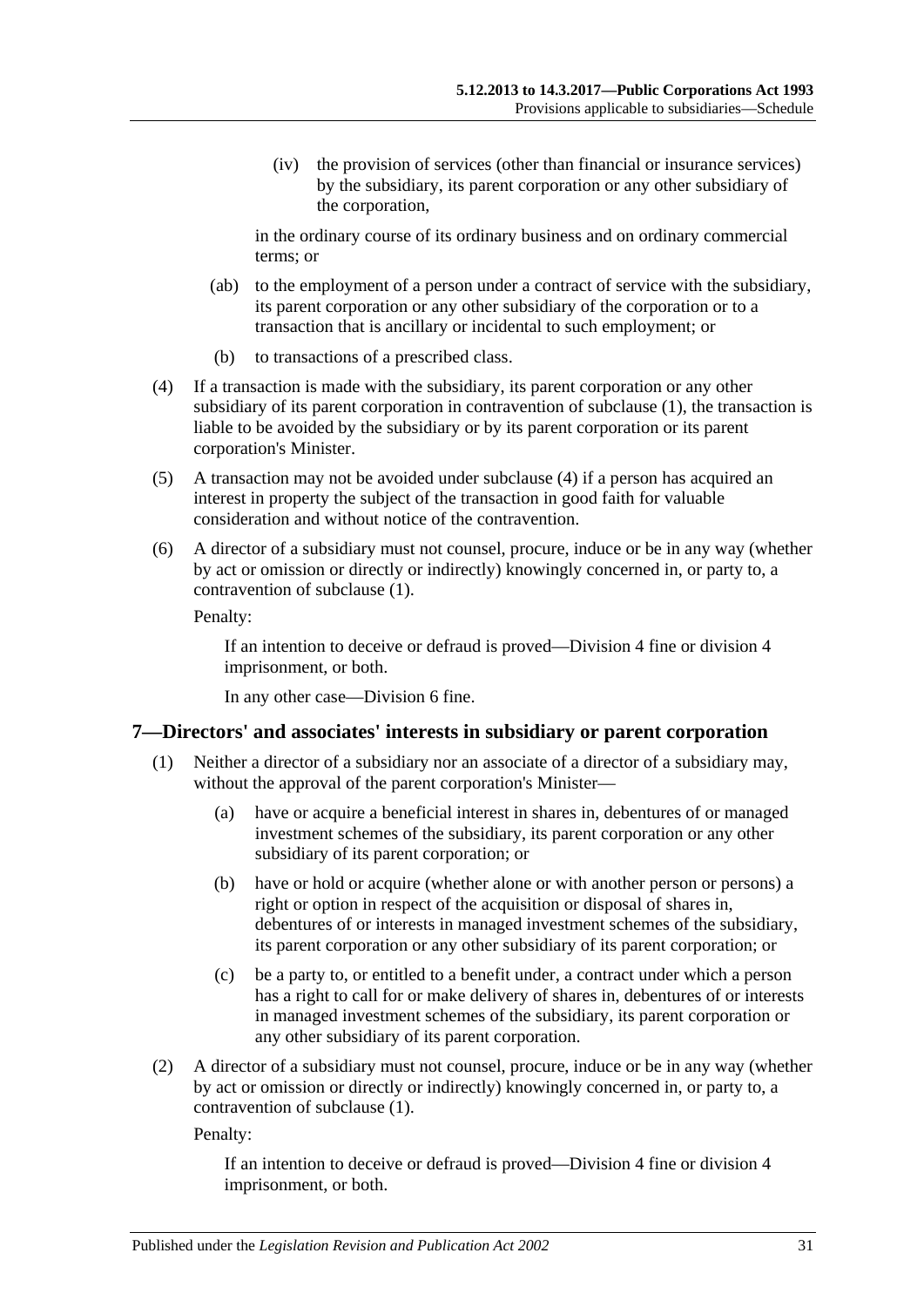(iv) the provision of services (other than financial or insurance services) by the subsidiary, its parent corporation or any other subsidiary of the corporation,

in the ordinary course of its ordinary business and on ordinary commercial terms; or

(ab) to the employment of a person under a contract of service with the subsidiary, its parent corporation or any other subsidiary of the corporation or to a transaction that is ancillary or incidental to such employment; or

(b) to transactions of a prescribed class.

(4) If a transaction is made with the subsidiary, its parent corporation or any other subsidiary of its parent corporation in contravention of subclause (1), the transaction is liable to be avoided by the subsidiary or by its parent corporation or its parent corporation's Minister.

(5) A transaction may not be avoided under subclause (4) if a person has acquired an interest in property the subject of the transaction in good faith for valuable consideration and without notice of the contravention.

(6) A director of a subsidiary must not counsel, procure, induce or be in any way (whether by act or omission or directly or indirectly) knowingly concerned in, or party to, a contravention of subclause (1).

Penalty:

If an intention to deceive or defraud is proved—Division 4 fine or division 4 imprisonment, or both.

In any other case—Division 6 fine.

## 7—Directors' and associates' interests in subsidiary or parent corporation

(1) Neither a director of a subsidiary nor an associate of a director of a subsidiary may, without the approval of the parent corporation's Minister—

(a) have or acquire a beneficial interest in shares in, debentures of or managed investment schemes of the subsidiary, its parent corporation or any other subsidiary of its parent corporation; or

(b) have or hold or acquire (whether alone or with another person or persons) a right or option in respect of the acquisition or disposal of shares in, debentures of or interests in managed investment schemes of the subsidiary, its parent corporation or any other subsidiary of its parent corporation; or

(c) be a party to, or entitled to a benefit under, a contract under which a person has a right to call for or make delivery of shares in, debentures of or interests in managed investment schemes of the subsidiary, its parent corporation or any other subsidiary of its parent corporation.

(2) A director of a subsidiary must not counsel, procure, induce or be in any way (whether by act or omission or directly or indirectly) knowingly concerned in, or party to, a contravention of subclause (1).

Penalty:

If an intention to deceive or defraud is proved—Division 4 fine or division 4 imprisonment, or both.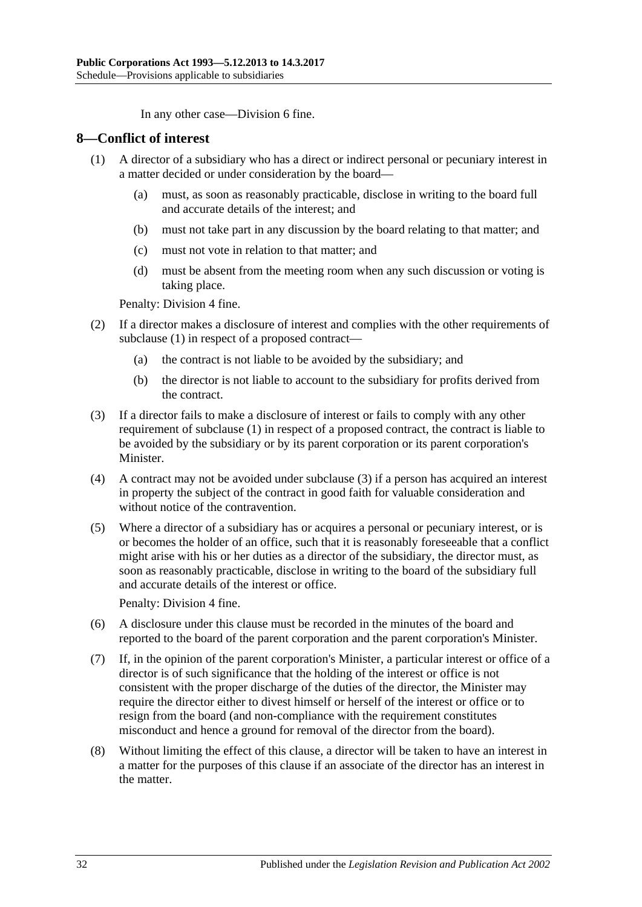In any other case—Division 6 fine.

## 8—Conflict of interest

(1) A director of a subsidiary who has a direct or indirect personal or pecuniary interest in a matter decided or under consideration by the board—

(a) must, as soon as reasonably practicable, disclose in writing to the board full and accurate details of the interest; and

(b) must not take part in any discussion by the board relating to that matter; and

(c) must not vote in relation to that matter; and

(d) must be absent from the meeting room when any such discussion or voting is taking place.

Penalty: Division 4 fine.

(2) If a director makes a disclosure of interest and complies with the other requirements of subclause (1) in respect of a proposed contract—

(a) the contract is not liable to be avoided by the subsidiary; and

(b) the director is not liable to account to the subsidiary for profits derived from the contract.

(3) If a director fails to make a disclosure of interest or fails to comply with any other requirement of subclause (1) in respect of a proposed contract, the contract is liable to be avoided by the subsidiary or by its parent corporation or its parent corporation's Minister.

(4) A contract may not be avoided under subclause (3) if a person has acquired an interest in property the subject of the contract in good faith for valuable consideration and without notice of the contravention.

(5) Where a director of a subsidiary has or acquires a personal or pecuniary interest, or is or becomes the holder of an office, such that it is reasonably foreseeable that a conflict might arise with his or her duties as a director of the subsidiary, the director must, as soon as reasonably practicable, disclose in writing to the board of the subsidiary full and accurate details of the interest or office.

Penalty: Division 4 fine.

(6) A disclosure under this clause must be recorded in the minutes of the board and reported to the board of the parent corporation and the parent corporation's Minister.

(7) If, in the opinion of the parent corporation's Minister, a particular interest or office of a director is of such significance that the holding of the interest or office is not consistent with the proper discharge of the duties of the director, the Minister may require the director either to divest himself or herself of the interest or office or to resign from the board (and non-compliance with the requirement constitutes misconduct and hence a ground for removal of the director from the board).

(8) Without limiting the effect of this clause, a director will be taken to have an interest in a matter for the purposes of this clause if an associate of the director has an interest in the matter.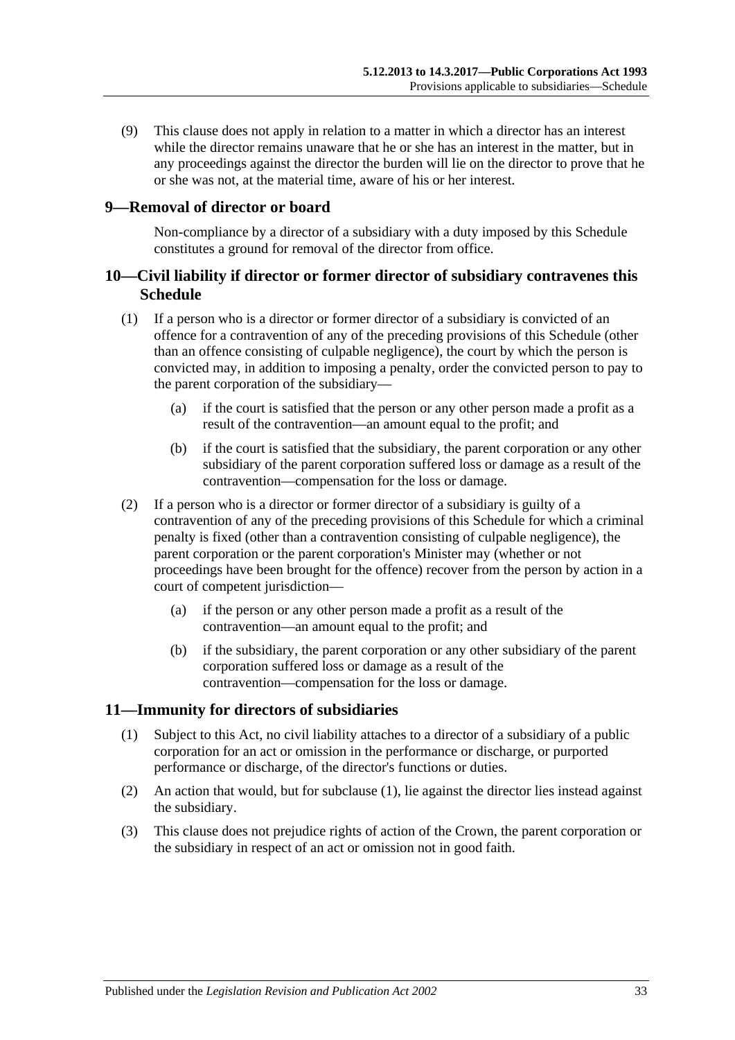(9) This clause does not apply in relation to a matter in which a director has an interest while the director remains unaware that he or she has an interest in the matter, but in any proceedings against the director the burden will lie on the director to prove that he or she was not, at the material time, aware of his or her interest.

## 9—Removal of director or board

Non-compliance by a director of a subsidiary with a duty imposed by this Schedule constitutes a ground for removal of the director from office.

## 10—Civil liability if director or former director of subsidiary contravenes this Schedule

(1) If a person who is a director or former director of a subsidiary is convicted of an offence for a contravention of any of the preceding provisions of this Schedule (other than an offence consisting of culpable negligence), the court by which the person is convicted may, in addition to imposing a penalty, order the convicted person to pay to the parent corporation of the subsidiary—

(a) if the court is satisfied that the person or any other person made a profit as a result of the contravention—an amount equal to the profit; and

(b) if the court is satisfied that the subsidiary, the parent corporation or any other subsidiary of the parent corporation suffered loss or damage as a result of the contravention—compensation for the loss or damage.

(2) If a person who is a director or former director of a subsidiary is guilty of a contravention of any of the preceding provisions of this Schedule for which a criminal penalty is fixed (other than a contravention consisting of culpable negligence), the parent corporation or the parent corporation's Minister may (whether or not proceedings have been brought for the offence) recover from the person by action in a court of competent jurisdiction—

(a) if the person or any other person made a profit as a result of the contravention—an amount equal to the profit; and

(b) if the subsidiary, the parent corporation or any other subsidiary of the parent corporation suffered loss or damage as a result of the contravention—compensation for the loss or damage.

## 11—Immunity for directors of subsidiaries

(1) Subject to this Act, no civil liability attaches to a director of a subsidiary of a public corporation for an act or omission in the performance or discharge, or purported performance or discharge, of the director's functions or duties.

(2) An action that would, but for subclause (1), lie against the director lies instead against the subsidiary.

(3) This clause does not prejudice rights of action of the Crown, the parent corporation or the subsidiary in respect of an act or omission not in good faith.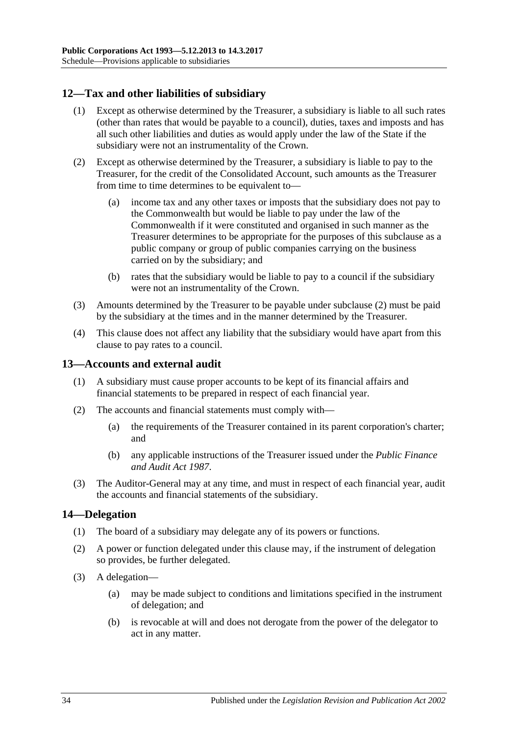## 12—Tax and other liabilities of subsidiary

(1) Except as otherwise determined by the Treasurer, a subsidiary is liable to all such rates (other than rates that would be payable to a council), duties, taxes and imposts and has all such other liabilities and duties as would apply under the law of the State if the subsidiary were not an instrumentality of the Crown.

(2) Except as otherwise determined by the Treasurer, a subsidiary is liable to pay to the Treasurer, for the credit of the Consolidated Account, such amounts as the Treasurer from time to time determines to be equivalent to—

(a) income tax and any other taxes or imposts that the subsidiary does not pay to the Commonwealth but would be liable to pay under the law of the Commonwealth if it were constituted and organised in such manner as the Treasurer determines to be appropriate for the purposes of this subclause as a public company or group of public companies carrying on the business carried on by the subsidiary; and

(b) rates that the subsidiary would be liable to pay to a council if the subsidiary were not an instrumentality of the Crown.

(3) Amounts determined by the Treasurer to be payable under subclause (2) must be paid by the subsidiary at the times and in the manner determined by the Treasurer.

(4) This clause does not affect any liability that the subsidiary would have apart from this clause to pay rates to a council.

## 13—Accounts and external audit

(1) A subsidiary must cause proper accounts to be kept of its financial affairs and financial statements to be prepared in respect of each financial year.

(2) The accounts and financial statements must comply with—

(a) the requirements of the Treasurer contained in its parent corporation's charter; and

(b) any applicable instructions of the Treasurer issued under the *Public Finance and Audit Act 1987*.

(3) The Auditor-General may at any time, and must in respect of each financial year, audit the accounts and financial statements of the subsidiary.

## 14—Delegation

(1) The board of a subsidiary may delegate any of its powers or functions.

(2) A power or function delegated under this clause may, if the instrument of delegation so provides, be further delegated.

(3) A delegation—

(a) may be made subject to conditions and limitations specified in the instrument of delegation; and

(b) is revocable at will and does not derogate from the power of the delegator to act in any matter.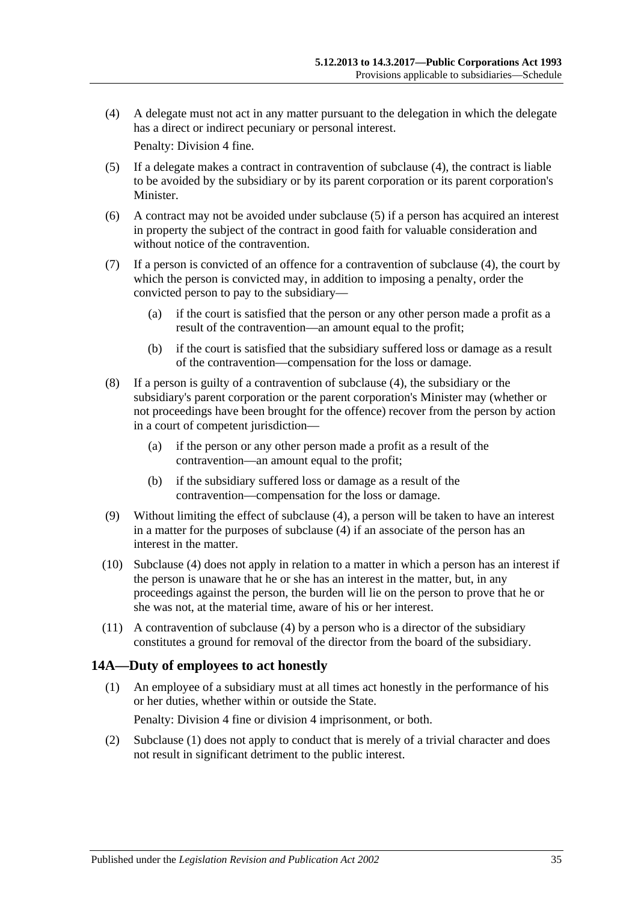(4) A delegate must not act in any matter pursuant to the delegation in which the delegate has a direct or indirect pecuniary or personal interest.

Penalty: Division 4 fine.

(5) If a delegate makes a contract in contravention of subclause (4), the contract is liable to be avoided by the subsidiary or by its parent corporation or its parent corporation's Minister.

(6) A contract may not be avoided under subclause (5) if a person has acquired an interest in property the subject of the contract in good faith for valuable consideration and without notice of the contravention.

(7) If a person is convicted of an offence for a contravention of subclause (4), the court by which the person is convicted may, in addition to imposing a penalty, order the convicted person to pay to the subsidiary—

(a) if the court is satisfied that the person or any other person made a profit as a result of the contravention—an amount equal to the profit;

(b) if the court is satisfied that the subsidiary suffered loss or damage as a result of the contravention—compensation for the loss or damage.

(8) If a person is guilty of a contravention of subclause (4), the subsidiary or the subsidiary's parent corporation or the parent corporation's Minister may (whether or not proceedings have been brought for the offence) recover from the person by action in a court of competent jurisdiction—

(a) if the person or any other person made a profit as a result of the contravention—an amount equal to the profit;

(b) if the subsidiary suffered loss or damage as a result of the contravention—compensation for the loss or damage.

(9) Without limiting the effect of subclause (4), a person will be taken to have an interest in a matter for the purposes of subclause (4) if an associate of the person has an interest in the matter.

(10) Subclause (4) does not apply in relation to a matter in which a person has an interest if the person is unaware that he or she has an interest in the matter, but, in any proceedings against the person, the burden will lie on the person to prove that he or she was not, at the material time, aware of his or her interest.

(11) A contravention of subclause (4) by a person who is a director of the subsidiary constitutes a ground for removal of the director from the board of the subsidiary.

## 14A—Duty of employees to act honestly

(1) An employee of a subsidiary must at all times act honestly in the performance of his or her duties, whether within or outside the State.

Penalty: Division 4 fine or division 4 imprisonment, or both.

(2) Subclause (1) does not apply to conduct that is merely of a trivial character and does not result in significant detriment to the public interest.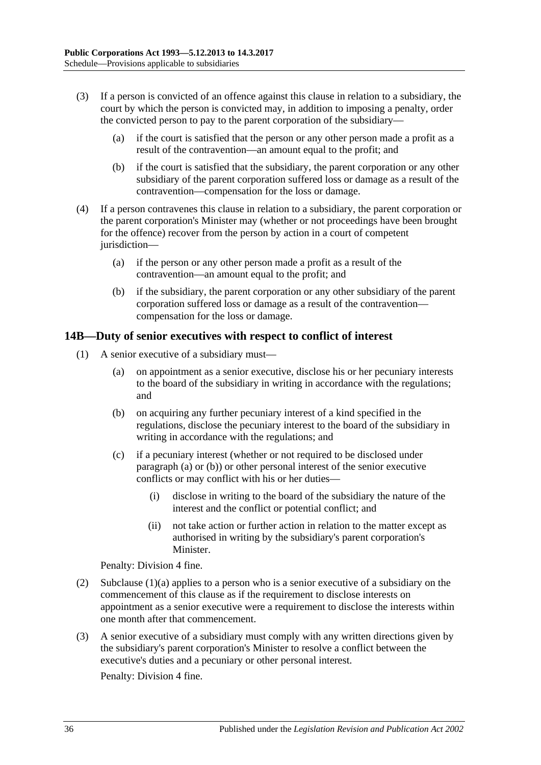(3) If a person is convicted of an offence against this clause in relation to a subsidiary, the court by which the person is convicted may, in addition to imposing a penalty, order the convicted person to pay to the parent corporation of the subsidiary—

(a) if the court is satisfied that the person or any other person made a profit as a result of the contravention—an amount equal to the profit; and

(b) if the court is satisfied that the subsidiary, the parent corporation or any other subsidiary of the parent corporation suffered loss or damage as a result of the contravention—compensation for the loss or damage.

(4) If a person contravenes this clause in relation to a subsidiary, the parent corporation or the parent corporation's Minister may (whether or not proceedings have been brought for the offence) recover from the person by action in a court of competent jurisdiction—

(a) if the person or any other person made a profit as a result of the contravention—an amount equal to the profit; and

(b) if the subsidiary, the parent corporation or any other subsidiary of the parent corporation suffered loss or damage as a result of the contravention—compensation for the loss or damage.

## 14B—Duty of senior executives with respect to conflict of interest

(1) A senior executive of a subsidiary must—

(a) on appointment as a senior executive, disclose his or her pecuniary interests to the board of the subsidiary in writing in accordance with the regulations; and

(b) on acquiring any further pecuniary interest of a kind specified in the regulations, disclose the pecuniary interest to the board of the subsidiary in writing in accordance with the regulations; and

(c) if a pecuniary interest (whether or not required to be disclosed under paragraph (a) or (b)) or other personal interest of the senior executive conflicts or may conflict with his or her duties—

(i) disclose in writing to the board of the subsidiary the nature of the interest and the conflict or potential conflict; and

(ii) not take action or further action in relation to the matter except as authorised in writing by the subsidiary's parent corporation's Minister.

Penalty: Division 4 fine.

(2) Subclause (1)(a) applies to a person who is a senior executive of a subsidiary on the commencement of this clause as if the requirement to disclose interests on appointment as a senior executive were a requirement to disclose the interests within one month after that commencement.

(3) A senior executive of a subsidiary must comply with any written directions given by the subsidiary's parent corporation's Minister to resolve a conflict between the executive's duties and a pecuniary or other personal interest.

Penalty: Division 4 fine.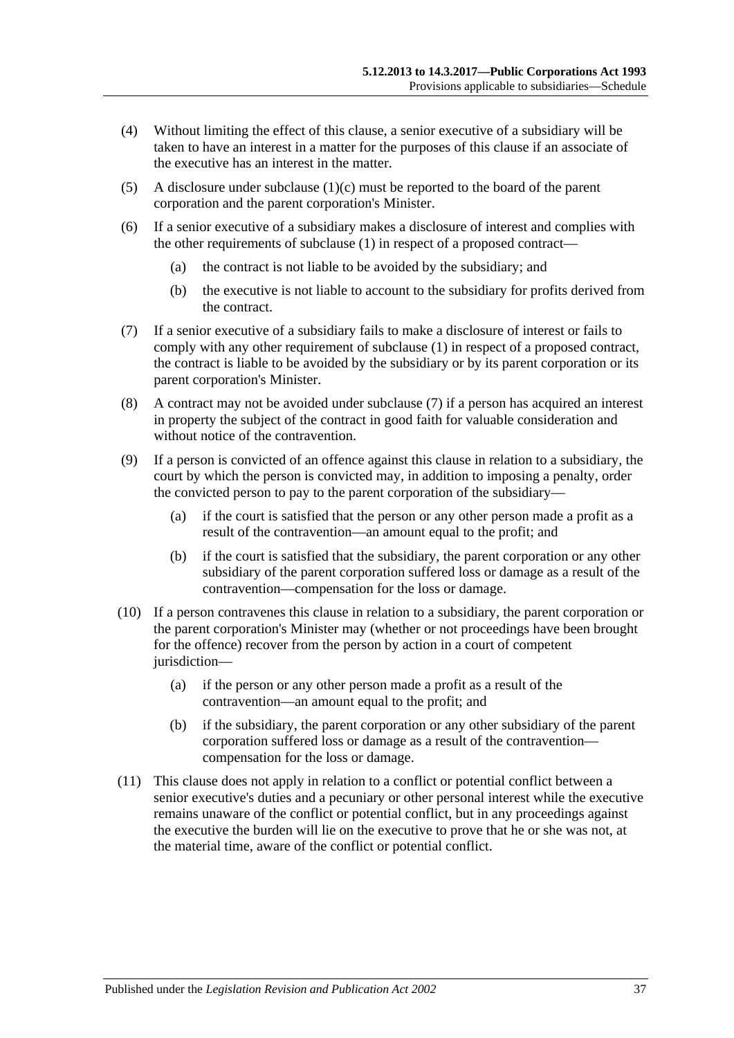(4) Without limiting the effect of this clause, a senior executive of a subsidiary will be taken to have an interest in a matter for the purposes of this clause if an associate of the executive has an interest in the matter.

(5) A disclosure under subclause (1)(c) must be reported to the board of the parent corporation and the parent corporation's Minister.

(6) If a senior executive of a subsidiary makes a disclosure of interest and complies with the other requirements of subclause (1) in respect of a proposed contract—

(a) the contract is not liable to be avoided by the subsidiary; and

(b) the executive is not liable to account to the subsidiary for profits derived from the contract.

(7) If a senior executive of a subsidiary fails to make a disclosure of interest or fails to comply with any other requirement of subclause (1) in respect of a proposed contract, the contract is liable to be avoided by the subsidiary or by its parent corporation or its parent corporation's Minister.

(8) A contract may not be avoided under subclause (7) if a person has acquired an interest in property the subject of the contract in good faith for valuable consideration and without notice of the contravention.

(9) If a person is convicted of an offence against this clause in relation to a subsidiary, the court by which the person is convicted may, in addition to imposing a penalty, order the convicted person to pay to the parent corporation of the subsidiary—

(a) if the court is satisfied that the person or any other person made a profit as a result of the contravention—an amount equal to the profit; and

(b) if the court is satisfied that the subsidiary, the parent corporation or any other subsidiary of the parent corporation suffered loss or damage as a result of the contravention—compensation for the loss or damage.

(10) If a person contravenes this clause in relation to a subsidiary, the parent corporation or the parent corporation's Minister may (whether or not proceedings have been brought for the offence) recover from the person by action in a court of competent jurisdiction—

(a) if the person or any other person made a profit as a result of the contravention—an amount equal to the profit; and

(b) if the subsidiary, the parent corporation or any other subsidiary of the parent corporation suffered loss or damage as a result of the contravention—compensation for the loss or damage.

(11) This clause does not apply in relation to a conflict or potential conflict between a senior executive's duties and a pecuniary or other personal interest while the executive remains unaware of the conflict or potential conflict, but in any proceedings against the executive the burden will lie on the executive to prove that he or she was not, at the material time, aware of the conflict or potential conflict.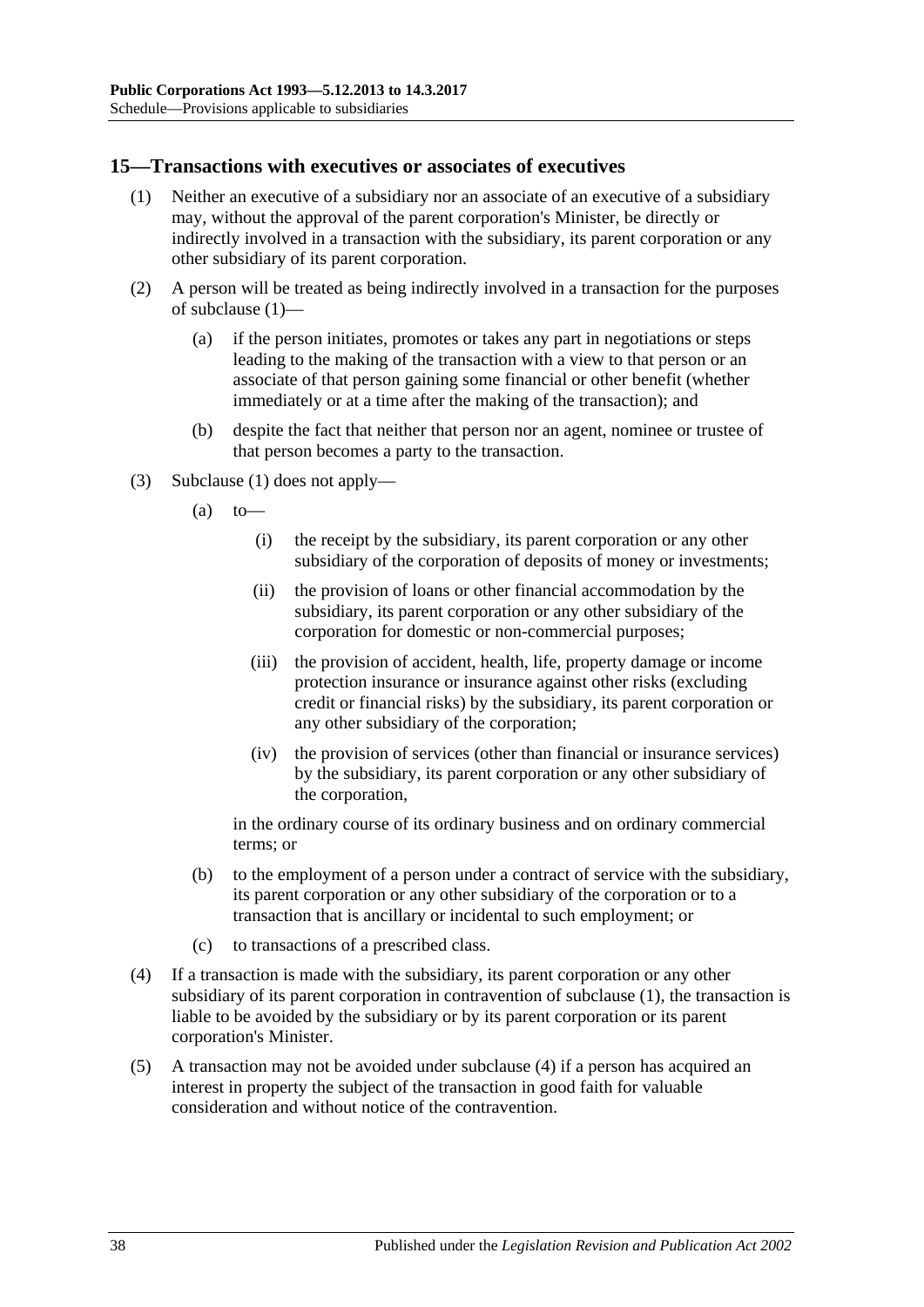## 15—Transactions with executives or associates of executives

(1) Neither an executive of a subsidiary nor an associate of an executive of a subsidiary may, without the approval of the parent corporation's Minister, be directly or indirectly involved in a transaction with the subsidiary, its parent corporation or any other subsidiary of its parent corporation.

(2) A person will be treated as being indirectly involved in a transaction for the purposes of subclause (1)—

  (a) if the person initiates, promotes or takes any part in negotiations or steps leading to the making of the transaction with a view to that person or an associate of that person gaining some financial or other benefit (whether immediately or at a time after the making of the transaction); and

  (b) despite the fact that neither that person nor an agent, nominee or trustee of that person becomes a party to the transaction.

(3) Subclause (1) does not apply—

  (a) to—

    (i) the receipt by the subsidiary, its parent corporation or any other subsidiary of the corporation of deposits of money or investments;

    (ii) the provision of loans or other financial accommodation by the subsidiary, its parent corporation or any other subsidiary of the corporation for domestic or non-commercial purposes;

    (iii) the provision of accident, health, life, property damage or income protection insurance or insurance against other risks (excluding credit or financial risks) by the subsidiary, its parent corporation or any other subsidiary of the corporation;

    (iv) the provision of services (other than financial or insurance services) by the subsidiary, its parent corporation or any other subsidiary of the corporation,

  in the ordinary course of its ordinary business and on ordinary commercial terms; or

  (b) to the employment of a person under a contract of service with the subsidiary, its parent corporation or any other subsidiary of the corporation or to a transaction that is ancillary or incidental to such employment; or

  (c) to transactions of a prescribed class.

(4) If a transaction is made with the subsidiary, its parent corporation or any other subsidiary of its parent corporation in contravention of subclause (1), the transaction is liable to be avoided by the subsidiary or by its parent corporation or its parent corporation's Minister.

(5) A transaction may not be avoided under subclause (4) if a person has acquired an interest in property the subject of the transaction in good faith for valuable consideration and without notice of the contravention.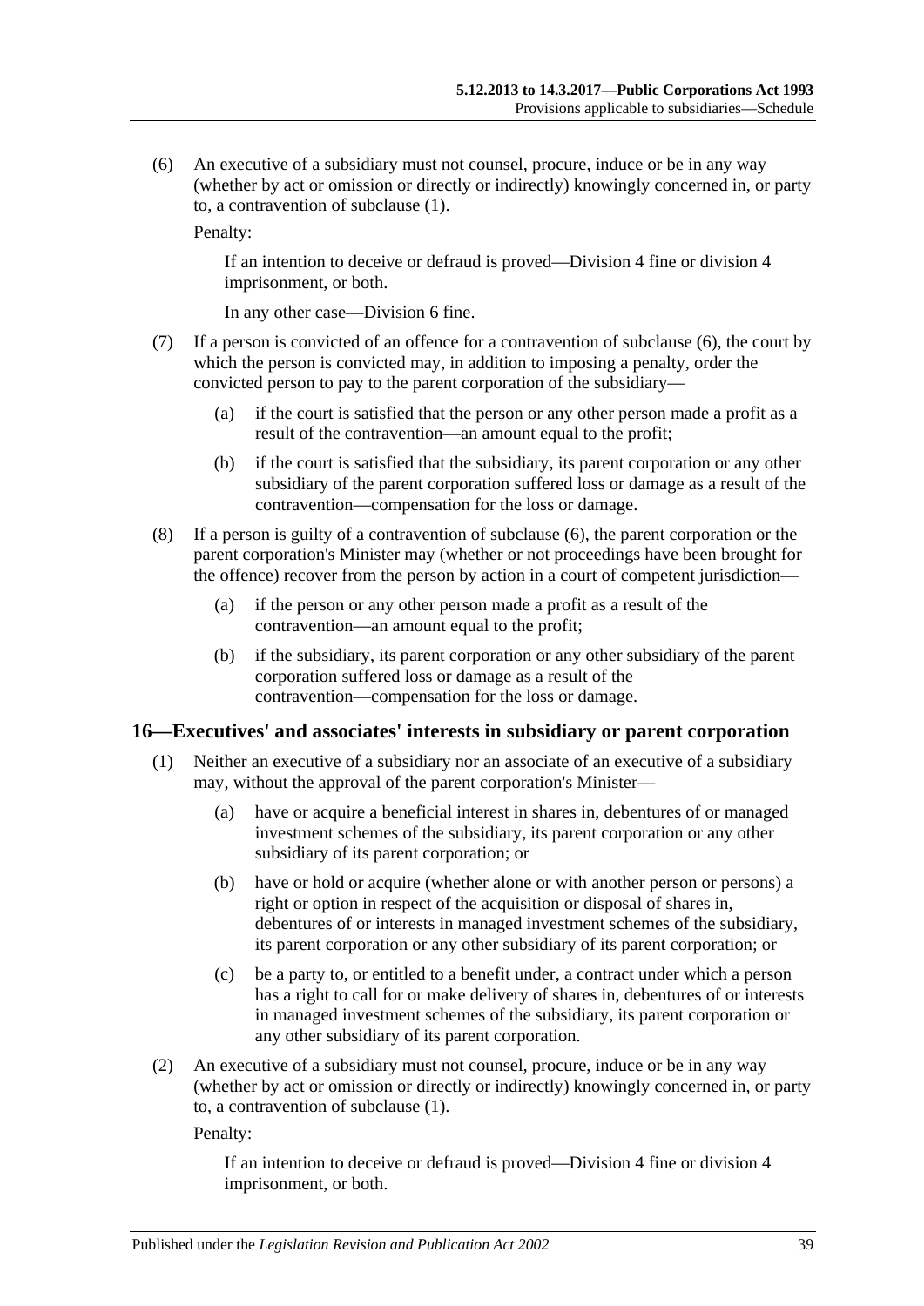(6) An executive of a subsidiary must not counsel, procure, induce or be in any way (whether by act or omission or directly or indirectly) knowingly concerned in, or party to, a contravention of subclause (1).

Penalty:

If an intention to deceive or defraud is proved—Division 4 fine or division 4 imprisonment, or both.

In any other case—Division 6 fine.

(7) If a person is convicted of an offence for a contravention of subclause (6), the court by which the person is convicted may, in addition to imposing a penalty, order the convicted person to pay to the parent corporation of the subsidiary—

(a) if the court is satisfied that the person or any other person made a profit as a result of the contravention—an amount equal to the profit;

(b) if the court is satisfied that the subsidiary, its parent corporation or any other subsidiary of the parent corporation suffered loss or damage as a result of the contravention—compensation for the loss or damage.

(8) If a person is guilty of a contravention of subclause (6), the parent corporation or the parent corporation's Minister may (whether or not proceedings have been brought for the offence) recover from the person by action in a court of competent jurisdiction—

(a) if the person or any other person made a profit as a result of the contravention—an amount equal to the profit;

(b) if the subsidiary, its parent corporation or any other subsidiary of the parent corporation suffered loss or damage as a result of the contravention—compensation for the loss or damage.

## 16—Executives' and associates' interests in subsidiary or parent corporation

(1) Neither an executive of a subsidiary nor an associate of an executive of a subsidiary may, without the approval of the parent corporation's Minister—

(a) have or acquire a beneficial interest in shares in, debentures of or managed investment schemes of the subsidiary, its parent corporation or any other subsidiary of its parent corporation; or

(b) have or hold or acquire (whether alone or with another person or persons) a right or option in respect of the acquisition or disposal of shares in, debentures of or interests in managed investment schemes of the subsidiary, its parent corporation or any other subsidiary of its parent corporation; or

(c) be a party to, or entitled to a benefit under, a contract under which a person has a right to call for or make delivery of shares in, debentures of or interests in managed investment schemes of the subsidiary, its parent corporation or any other subsidiary of its parent corporation.

(2) An executive of a subsidiary must not counsel, procure, induce or be in any way (whether by act or omission or directly or indirectly) knowingly concerned in, or party to, a contravention of subclause (1).

Penalty:

If an intention to deceive or defraud is proved—Division 4 fine or division 4 imprisonment, or both.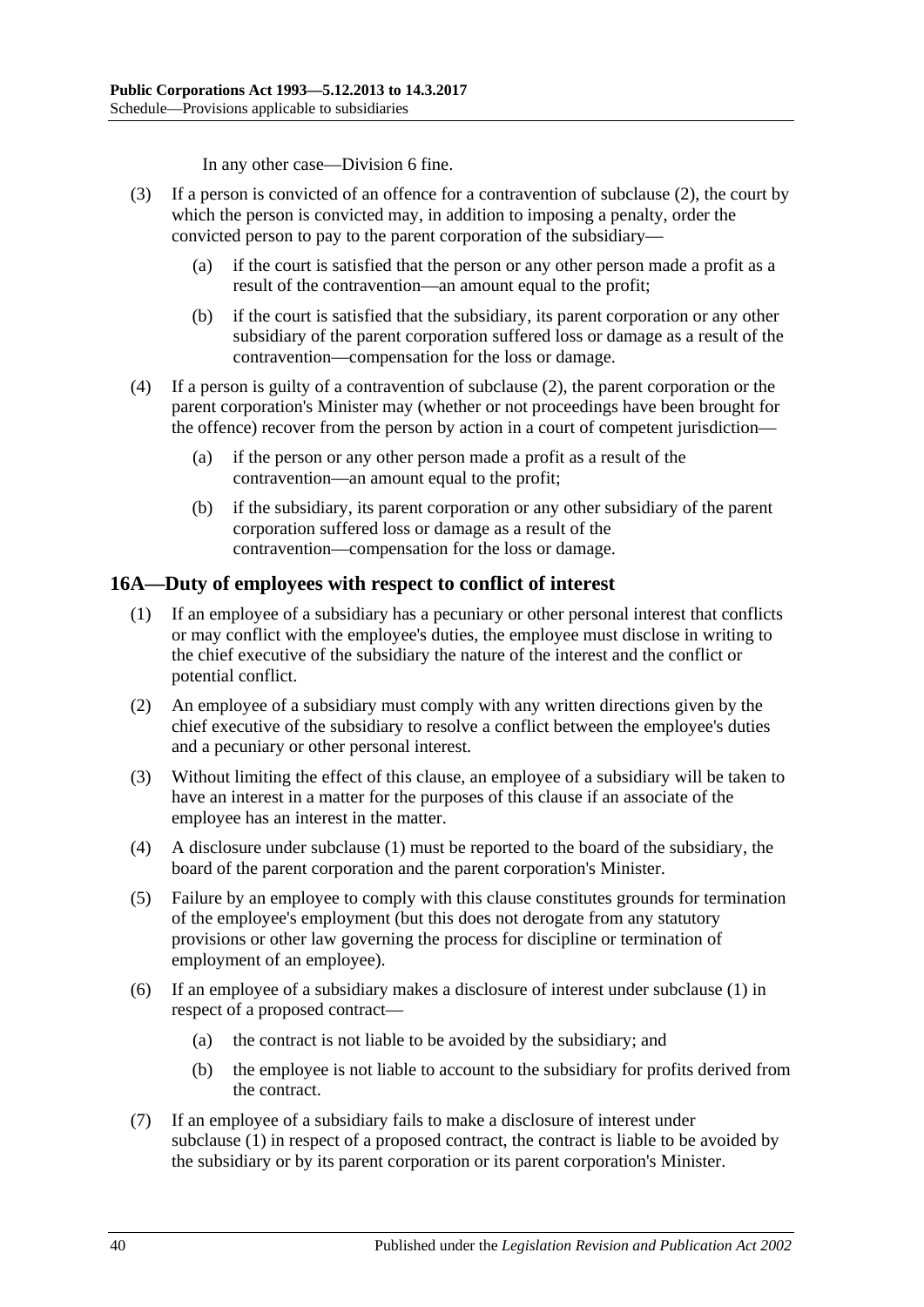In any other case—Division 6 fine.

(3) If a person is convicted of an offence for a contravention of subclause (2), the court by which the person is convicted may, in addition to imposing a penalty, order the convicted person to pay to the parent corporation of the subsidiary—

(a) if the court is satisfied that the person or any other person made a profit as a result of the contravention—an amount equal to the profit;

(b) if the court is satisfied that the subsidiary, its parent corporation or any other subsidiary of the parent corporation suffered loss or damage as a result of the contravention—compensation for the loss or damage.

(4) If a person is guilty of a contravention of subclause (2), the parent corporation or the parent corporation's Minister may (whether or not proceedings have been brought for the offence) recover from the person by action in a court of competent jurisdiction—

(a) if the person or any other person made a profit as a result of the contravention—an amount equal to the profit;

(b) if the subsidiary, its parent corporation or any other subsidiary of the parent corporation suffered loss or damage as a result of the contravention—compensation for the loss or damage.

## 16A—Duty of employees with respect to conflict of interest

(1) If an employee of a subsidiary has a pecuniary or other personal interest that conflicts or may conflict with the employee's duties, the employee must disclose in writing to the chief executive of the subsidiary the nature of the interest and the conflict or potential conflict.

(2) An employee of a subsidiary must comply with any written directions given by the chief executive of the subsidiary to resolve a conflict between the employee's duties and a pecuniary or other personal interest.

(3) Without limiting the effect of this clause, an employee of a subsidiary will be taken to have an interest in a matter for the purposes of this clause if an associate of the employee has an interest in the matter.

(4) A disclosure under subclause (1) must be reported to the board of the subsidiary, the board of the parent corporation and the parent corporation's Minister.

(5) Failure by an employee to comply with this clause constitutes grounds for termination of the employee's employment (but this does not derogate from any statutory provisions or other law governing the process for discipline or termination of employment of an employee).

(6) If an employee of a subsidiary makes a disclosure of interest under subclause (1) in respect of a proposed contract—

(a) the contract is not liable to be avoided by the subsidiary; and

(b) the employee is not liable to account to the subsidiary for profits derived from the contract.

(7) If an employee of a subsidiary fails to make a disclosure of interest under subclause (1) in respect of a proposed contract, the contract is liable to be avoided by the subsidiary or by its parent corporation or its parent corporation's Minister.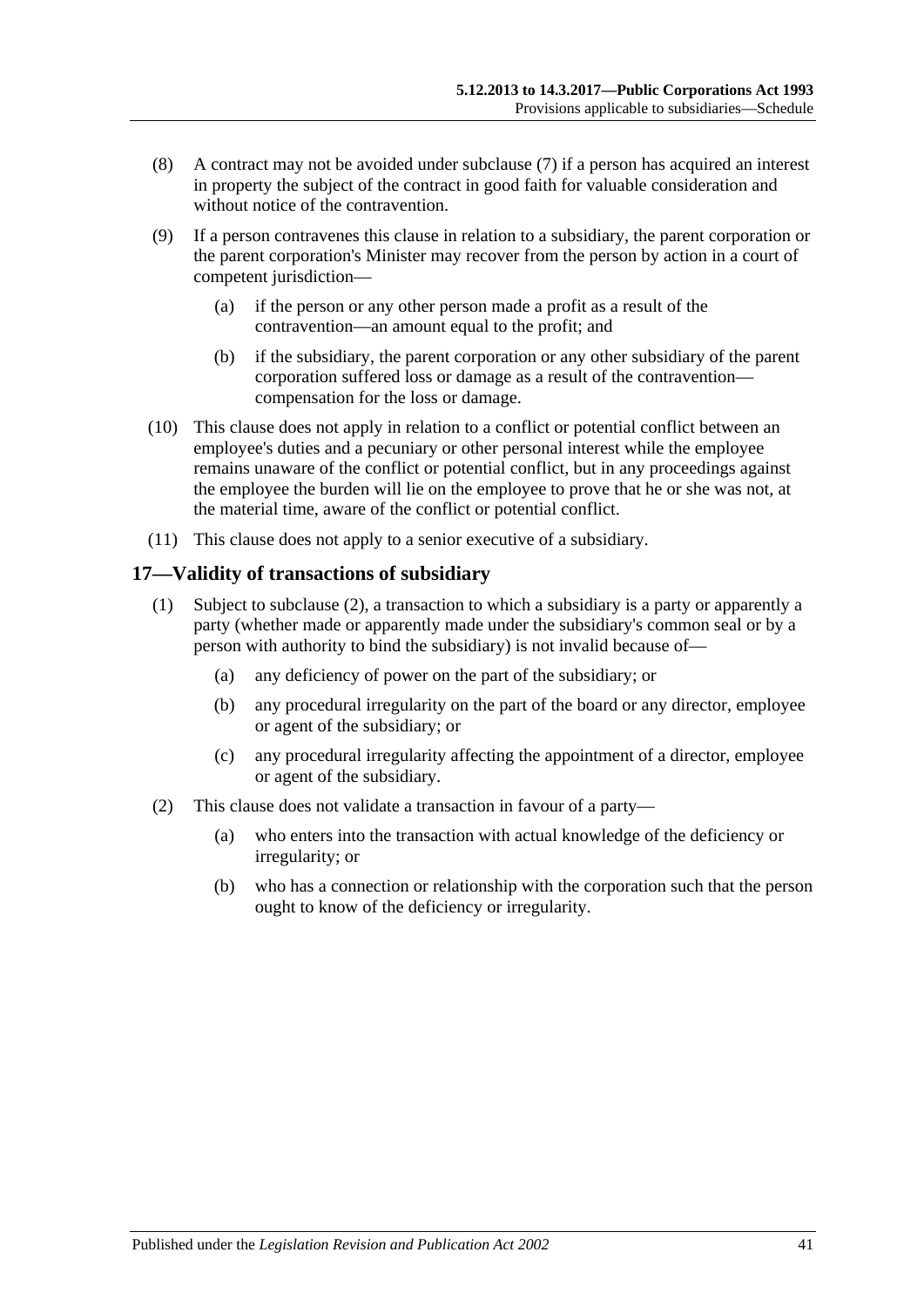(8) A contract may not be avoided under subclause (7) if a person has acquired an interest in property the subject of the contract in good faith for valuable consideration and without notice of the contravention.

(9) If a person contravenes this clause in relation to a subsidiary, the parent corporation or the parent corporation's Minister may recover from the person by action in a court of competent jurisdiction—

(a) if the person or any other person made a profit as a result of the contravention—an amount equal to the profit; and

(b) if the subsidiary, the parent corporation or any other subsidiary of the parent corporation suffered loss or damage as a result of the contravention—compensation for the loss or damage.

(10) This clause does not apply in relation to a conflict or potential conflict between an employee's duties and a pecuniary or other personal interest while the employee remains unaware of the conflict or potential conflict, but in any proceedings against the employee the burden will lie on the employee to prove that he or she was not, at the material time, aware of the conflict or potential conflict.

(11) This clause does not apply to a senior executive of a subsidiary.

## 17—Validity of transactions of subsidiary

(1) Subject to subclause (2), a transaction to which a subsidiary is a party or apparently a party (whether made or apparently made under the subsidiary's common seal or by a person with authority to bind the subsidiary) is not invalid because of—

(a) any deficiency of power on the part of the subsidiary; or

(b) any procedural irregularity on the part of the board or any director, employee or agent of the subsidiary; or

(c) any procedural irregularity affecting the appointment of a director, employee or agent of the subsidiary.

(2) This clause does not validate a transaction in favour of a party—

(a) who enters into the transaction with actual knowledge of the deficiency or irregularity; or

(b) who has a connection or relationship with the corporation such that the person ought to know of the deficiency or irregularity.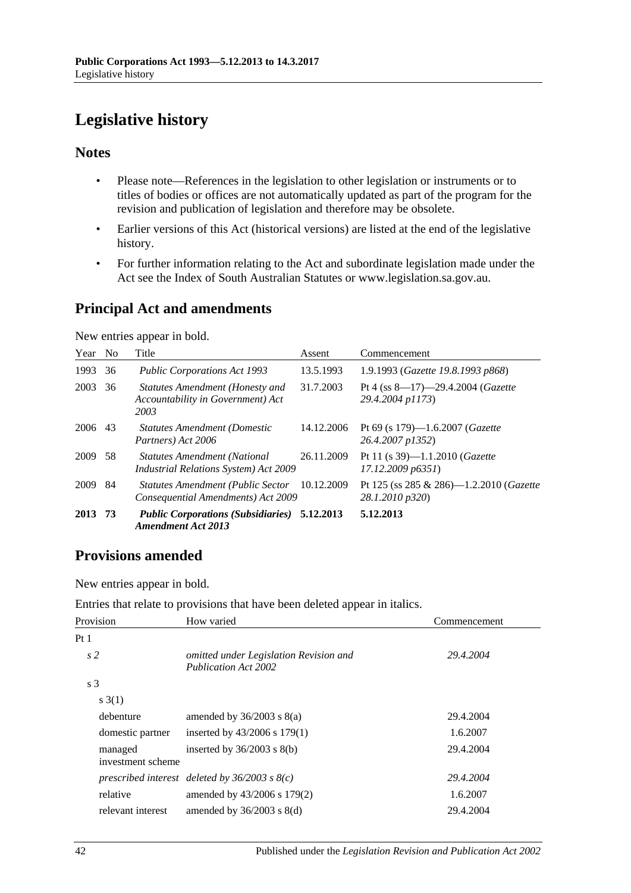# Legislative history

## Notes

- Please note—References in the legislation to other legislation or instruments or to titles of bodies or offices are not automatically updated as part of the program for the revision and publication of legislation and therefore may be obsolete.
- Earlier versions of this Act (historical versions) are listed at the end of the legislative history.
- For further information relating to the Act and subordinate legislation made under the Act see the Index of South Australian Statutes or www.legislation.sa.gov.au.

## Principal Act and amendments

New entries appear in bold.

| Year | No | Title | Assent | Commencement |
|---|---|---|---|---|
| 1993 | 36 | *Public Corporations Act 1993* | 13.5.1993 | 1.9.1993 (*Gazette 19.8.1993 p868*) |
| 2003 | 36 | *Statutes Amendment (Honesty and Accountability in Government) Act 2003* | 31.7.2003 | Pt 4 (ss 8—17)—29.4.2004 (*Gazette 29.4.2004 p1173*) |
| 2006 | 43 | *Statutes Amendment (Domestic Partners) Act 2006* | 14.12.2006 | Pt 69 (s 179)—1.6.2007 (*Gazette 26.4.2007 p1352*) |
| 2009 | 58 | *Statutes Amendment (National Industrial Relations System) Act 2009* | 26.11.2009 | Pt 11 (s 39)—1.1.2010 (*Gazette 17.12.2009 p6351*) |
| 2009 | 84 | *Statutes Amendment (Public Sector Consequential Amendments) Act 2009* | 10.12.2009 | Pt 125 (ss 285 & 286)—1.2.2010 (*Gazette 28.1.2010 p320*) |
| **2013** | **73** | ***Public Corporations (Subsidiaries) Amendment Act 2013*** | **5.12.2013** | **5.12.2013** |

## Provisions amended

New entries appear in bold.

Entries that relate to provisions that have been deleted appear in italics.

| Provision | How varied | Commencement |
|---|---|---|
| Pt 1 | | |
| *s 2* | *omitted under Legislation Revision and Publication Act 2002* | *29.4.2004* |
| s 3 | | |
| s 3(1) | | |
| debenture | amended by 36/2003 s 8(a) | 29.4.2004 |
| domestic partner | inserted by 43/2006 s 179(1) | 1.6.2007 |
| managed investment scheme | inserted by 36/2003 s 8(b) | 29.4.2004 |
| *prescribed interest* | *deleted by 36/2003 s 8(c)* | *29.4.2004* |
| relative | amended by 43/2006 s 179(2) | 1.6.2007 |
| relevant interest | amended by 36/2003 s 8(d) | 29.4.2004 |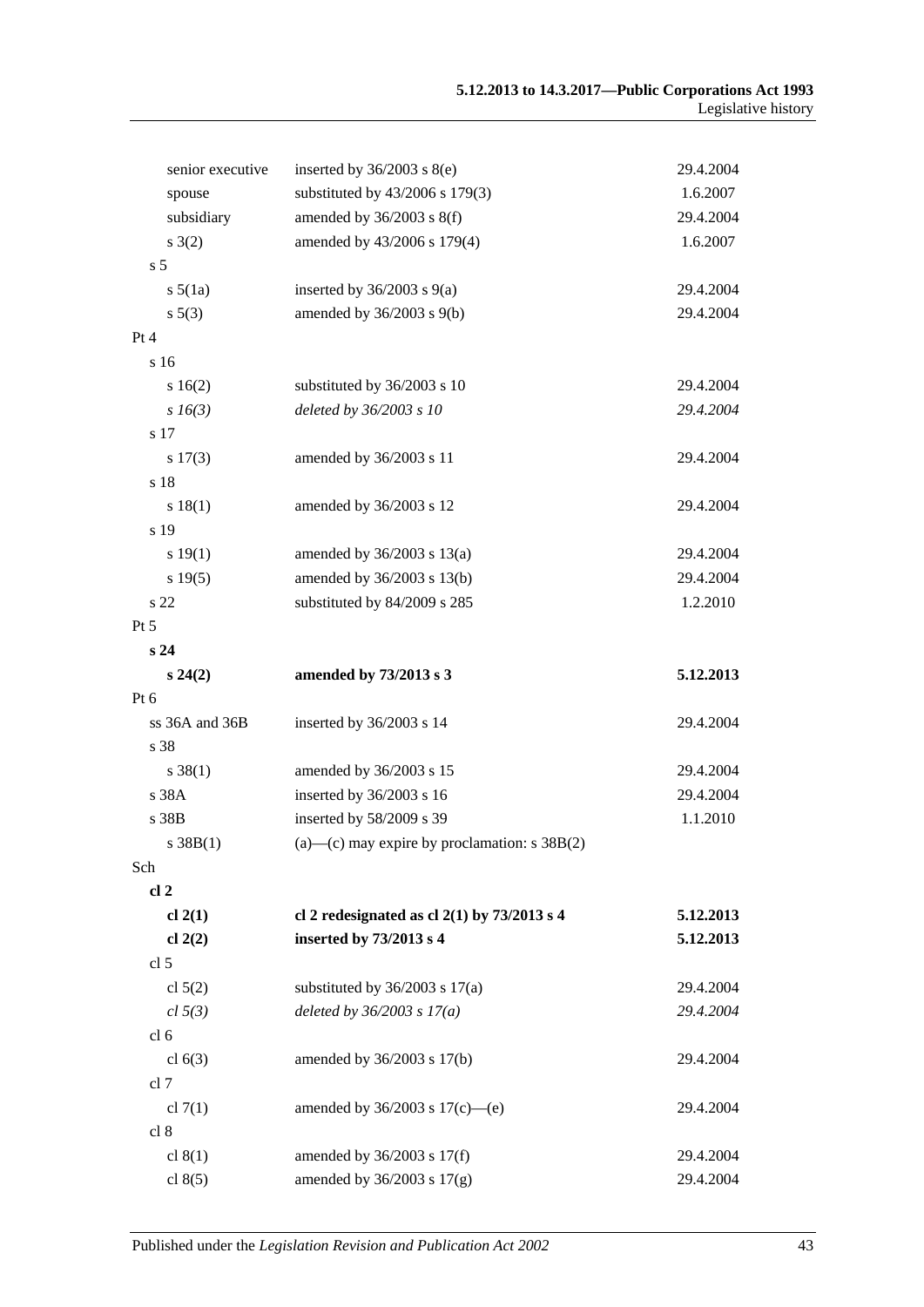| | | |
|---|---|---|
| senior executive | inserted by 36/2003 s 8(e) | 29.4.2004 |
| spouse | substituted by 43/2006 s 179(3) | 1.6.2007 |
| subsidiary | amended by 36/2003 s 8(f) | 29.4.2004 |
| s 3(2) | amended by 43/2006 s 179(4) | 1.6.2007 |
| s 5 | | |
| s 5(1a) | inserted by 36/2003 s 9(a) | 29.4.2004 |
| s 5(3) | amended by 36/2003 s 9(b) | 29.4.2004 |
| Pt 4 | | |
| s 16 | | |
| s 16(2) | substituted by 36/2003 s 10 | 29.4.2004 |
| *s 16(3)* | *deleted by 36/2003 s 10* | *29.4.2004* |
| s 17 | | |
| s 17(3) | amended by 36/2003 s 11 | 29.4.2004 |
| s 18 | | |
| s 18(1) | amended by 36/2003 s 12 | 29.4.2004 |
| s 19 | | |
| s 19(1) | amended by 36/2003 s 13(a) | 29.4.2004 |
| s 19(5) | amended by 36/2003 s 13(b) | 29.4.2004 |
| s 22 | substituted by 84/2009 s 285 | 1.2.2010 |
| Pt 5 | | |
| **s 24** | | |
| **s 24(2)** | **amended by 73/2013 s 3** | **5.12.2013** |
| Pt 6 | | |
| ss 36A and 36B | inserted by 36/2003 s 14 | 29.4.2004 |
| s 38 | | |
| s 38(1) | amended by 36/2003 s 15 | 29.4.2004 |
| s 38A | inserted by 36/2003 s 16 | 29.4.2004 |
| s 38B | inserted by 58/2009 s 39 | 1.1.2010 |
| s 38B(1) | (a)—(c) may expire by proclamation: s 38B(2) | |
| Sch | | |
| **cl 2** | | |
| **cl 2(1)** | **cl 2 redesignated as cl 2(1) by 73/2013 s 4** | **5.12.2013** |
| **cl 2(2)** | **inserted by 73/2013 s 4** | **5.12.2013** |
| cl 5 | | |
| cl 5(2) | substituted by 36/2003 s 17(a) | 29.4.2004 |
| *cl 5(3)* | *deleted by 36/2003 s 17(a)* | *29.4.2004* |
| cl 6 | | |
| cl 6(3) | amended by 36/2003 s 17(b) | 29.4.2004 |
| cl 7 | | |
| cl 7(1) | amended by 36/2003 s 17(c)—(e) | 29.4.2004 |
| cl 8 | | |
| cl 8(1) | amended by 36/2003 s 17(f) | 29.4.2004 |
| cl 8(5) | amended by 36/2003 s 17(g) | 29.4.2004 |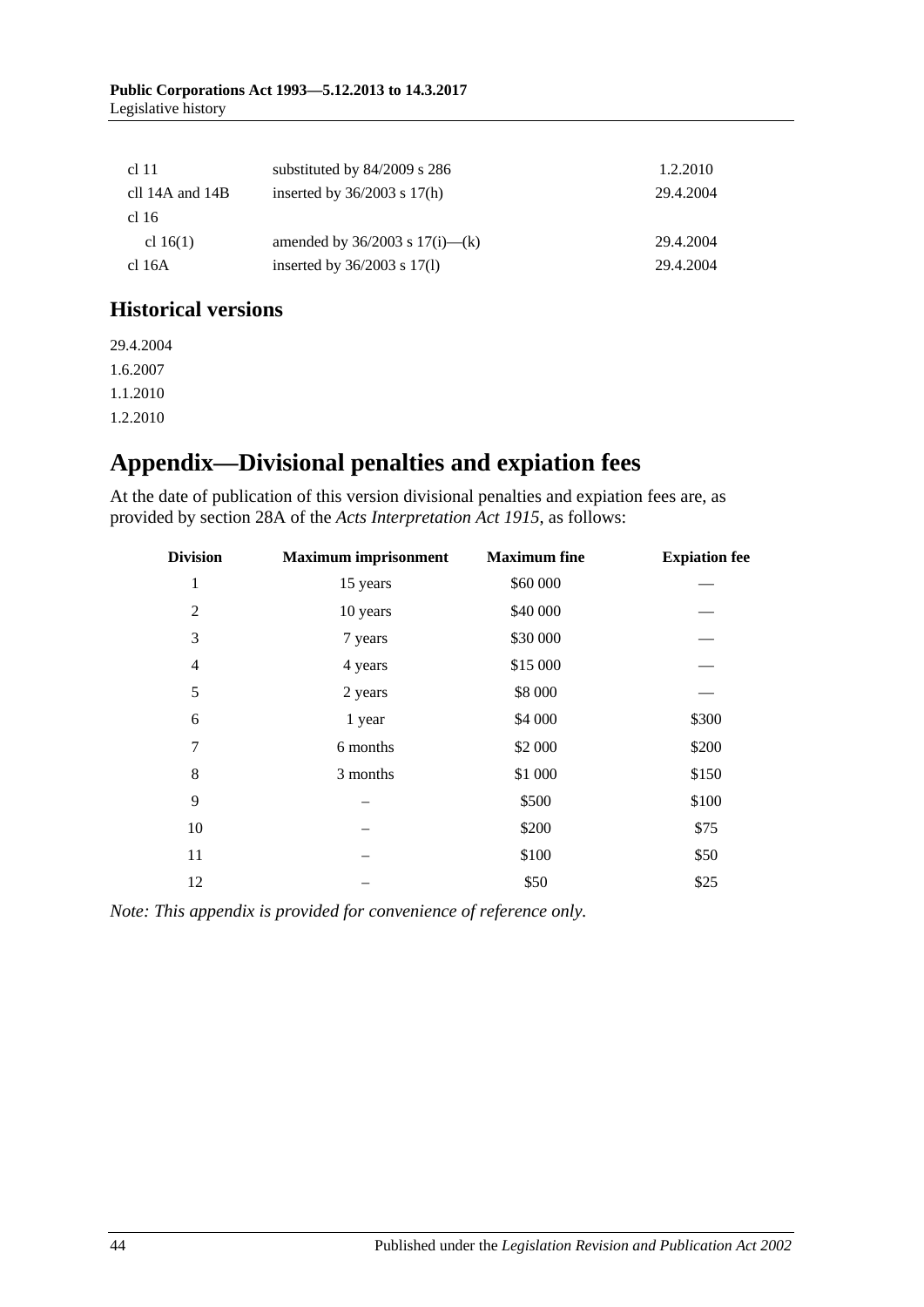| | | |
|---|---|---|
| cl 11 | substituted by 84/2009 s 286 | 1.2.2010 |
| cll 14A and 14B | inserted by 36/2003 s 17(h) | 29.4.2004 |
| cl 16 | | |
| cl 16(1) | amended by 36/2003 s 17(i)—(k) | 29.4.2004 |
| cl 16A | inserted by 36/2003 s 17(l) | 29.4.2004 |

## Historical versions

29.4.2004

1.6.2007

1.1.2010

1.2.2010

# Appendix—Divisional penalties and expiation fees

At the date of publication of this version divisional penalties and expiation fees are, as provided by section 28A of the *Acts Interpretation Act 1915*, as follows:

| Division | Maximum imprisonment | Maximum fine | Expiation fee |
|---|---|---|---|
| 1 | 15 years | $60 000 | — |
| 2 | 10 years | $40 000 | — |
| 3 | 7 years | $30 000 | — |
| 4 | 4 years | $15 000 | — |
| 5 | 2 years | $8 000 | — |
| 6 | 1 year | $4 000 | $300 |
| 7 | 6 months | $2 000 | $200 |
| 8 | 3 months | $1 000 | $150 |
| 9 | – | $500 | $100 |
| 10 | – | $200 | $75 |
| 11 | – | $100 | $50 |
| 12 | – | $50 | $25 |

*Note: This appendix is provided for convenience of reference only.*